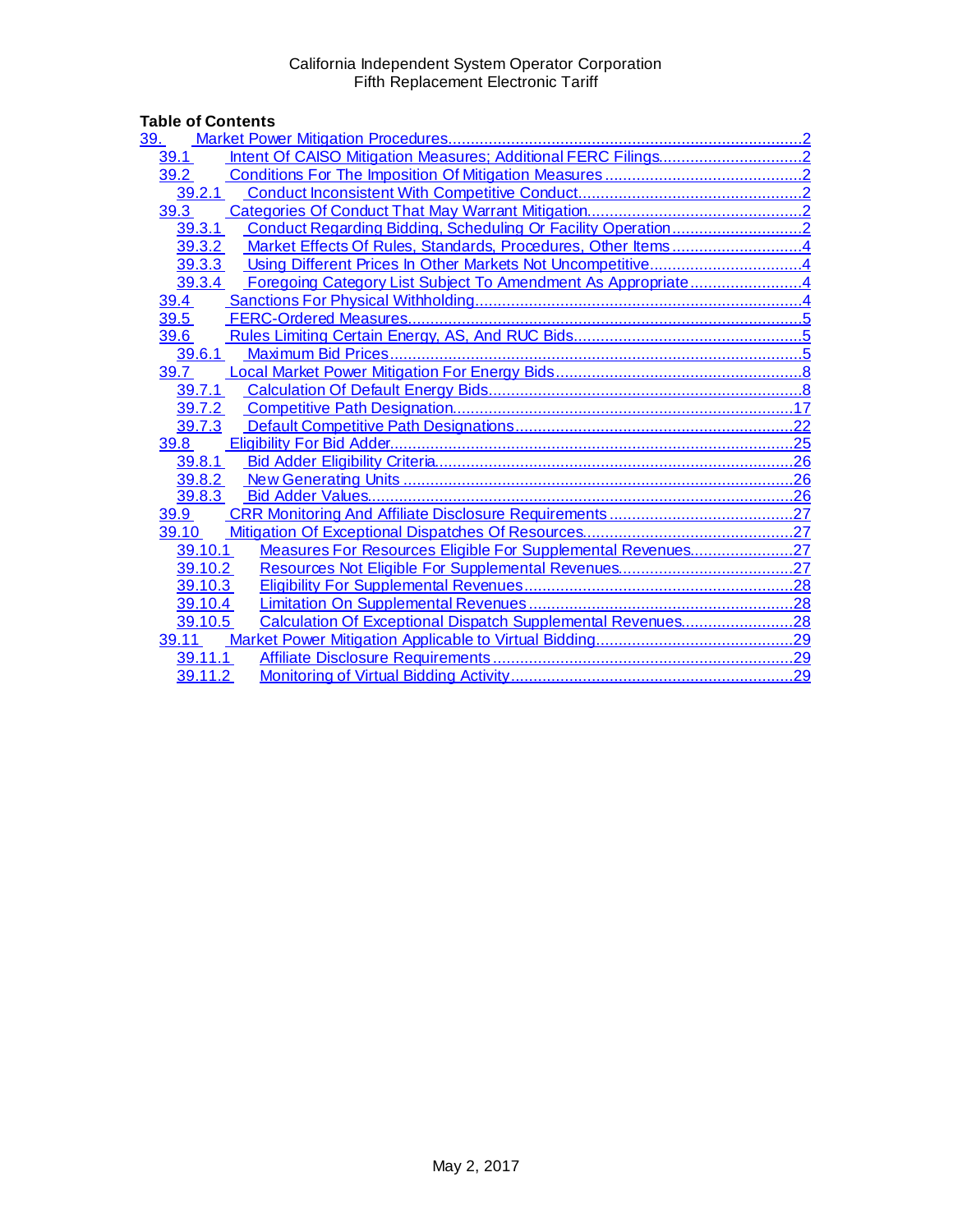California Independent System Operator Corporation
Fifth Replacement Electronic Tariff

**Table of Contents**

- 39. Market Power Mitigation Procedures ..... 2
  - 39.1 Intent Of CAISO Mitigation Measures; Additional FERC Filings ..... 2
  - 39.2 Conditions For The Imposition Of Mitigation Measures ..... 2
    - 39.2.1 Conduct Inconsistent With Competitive Conduct ..... 2
  - 39.3 Categories Of Conduct That May Warrant Mitigation ..... 2
    - 39.3.1 Conduct Regarding Bidding, Scheduling Or Facility Operation ..... 2
    - 39.3.2 Market Effects Of Rules, Standards, Procedures, Other Items ..... 4
    - 39.3.3 Using Different Prices In Other Markets Not Uncompetitive ..... 4
    - 39.3.4 Foregoing Category List Subject To Amendment As Appropriate ..... 4
  - 39.4 Sanctions For Physical Withholding ..... 4
  - 39.5 FERC-Ordered Measures ..... 5
  - 39.6 Rules Limiting Certain Energy, AS, And RUC Bids ..... 5
    - 39.6.1 Maximum Bid Prices ..... 5
  - 39.7 Local Market Power Mitigation For Energy Bids ..... 8
    - 39.7.1 Calculation Of Default Energy Bids ..... 8
    - 39.7.2 Competitive Path Designation ..... 17
    - 39.7.3 Default Competitive Path Designations ..... 22
  - 39.8 Eligibility For Bid Adder ..... 25
    - 39.8.1 Bid Adder Eligibility Criteria ..... 26
    - 39.8.2 New Generating Units ..... 26
    - 39.8.3 Bid Adder Values ..... 26
  - 39.9 CRR Monitoring And Affiliate Disclosure Requirements ..... 27
  - 39.10 Mitigation Of Exceptional Dispatches Of Resources ..... 27
    - 39.10.1 Measures For Resources Eligible For Supplemental Revenues ..... 27
    - 39.10.2 Resources Not Eligible For Supplemental Revenues ..... 27
    - 39.10.3 Eligibility For Supplemental Revenues ..... 28
    - 39.10.4 Limitation On Supplemental Revenues ..... 28
    - 39.10.5 Calculation Of Exceptional Dispatch Supplemental Revenues ..... 28
  - 39.11 Market Power Mitigation Applicable to Virtual Bidding ..... 29
    - 39.11.1 Affiliate Disclosure Requirements ..... 29
    - 39.11.2 Monitoring of Virtual Bidding Activity ..... 29

May 2, 2017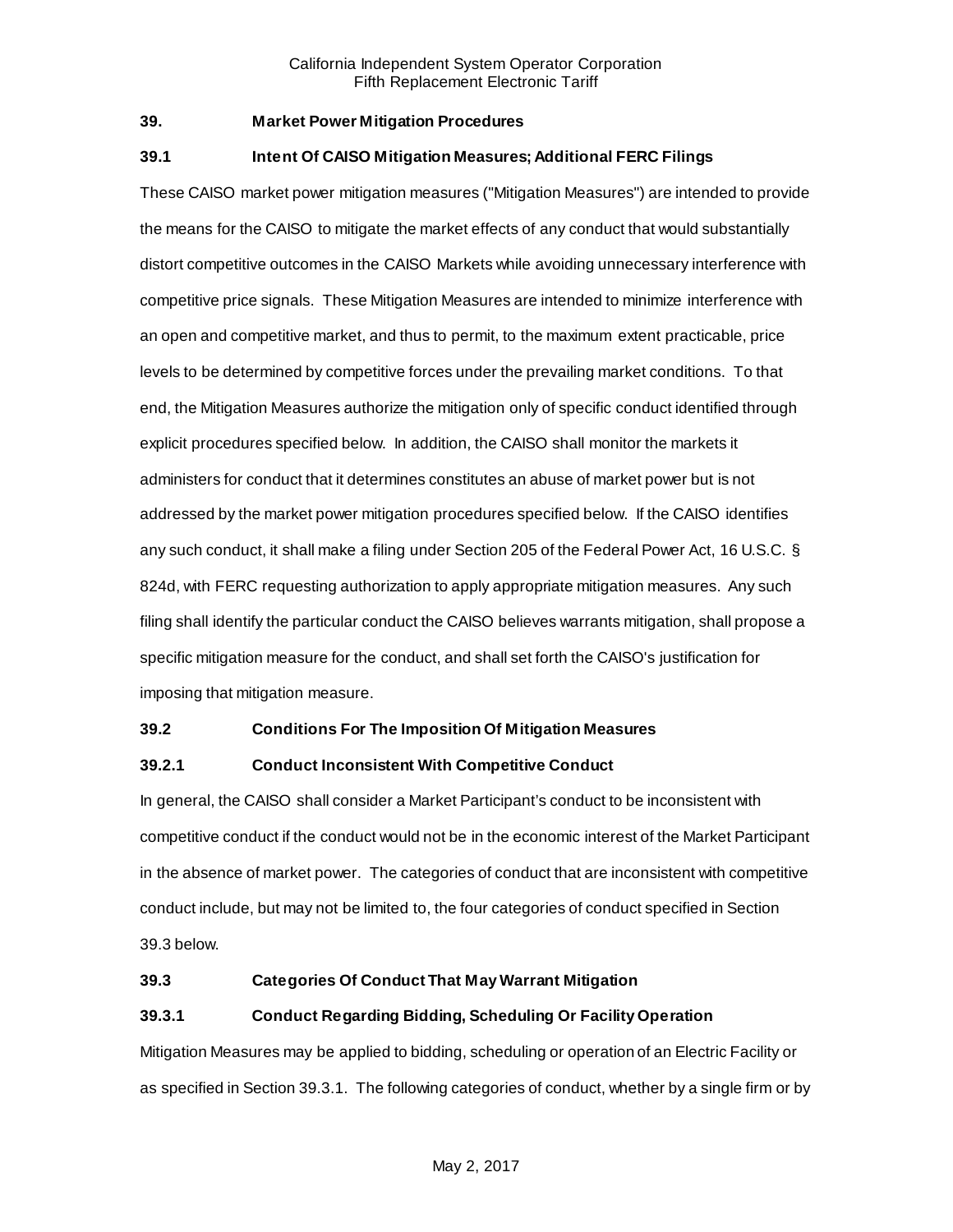## 39. Market Power Mitigation Procedures

### 39.1 Intent Of CAISO Mitigation Measures; Additional FERC Filings

These CAISO market power mitigation measures ("Mitigation Measures") are intended to provide the means for the CAISO to mitigate the market effects of any conduct that would substantially distort competitive outcomes in the CAISO Markets while avoiding unnecessary interference with competitive price signals. These Mitigation Measures are intended to minimize interference with an open and competitive market, and thus to permit, to the maximum extent practicable, price levels to be determined by competitive forces under the prevailing market conditions. To that end, the Mitigation Measures authorize the mitigation only of specific conduct identified through explicit procedures specified below. In addition, the CAISO shall monitor the markets it administers for conduct that it determines constitutes an abuse of market power but is not addressed by the market power mitigation procedures specified below. If the CAISO identifies any such conduct, it shall make a filing under Section 205 of the Federal Power Act, 16 U.S.C. § 824d, with FERC requesting authorization to apply appropriate mitigation measures. Any such filing shall identify the particular conduct the CAISO believes warrants mitigation, shall propose a specific mitigation measure for the conduct, and shall set forth the CAISO's justification for imposing that mitigation measure.

### 39.2 Conditions For The Imposition Of Mitigation Measures

#### 39.2.1 Conduct Inconsistent With Competitive Conduct

In general, the CAISO shall consider a Market Participant's conduct to be inconsistent with competitive conduct if the conduct would not be in the economic interest of the Market Participant in the absence of market power. The categories of conduct that are inconsistent with competitive conduct include, but may not be limited to, the four categories of conduct specified in Section 39.3 below.

### 39.3 Categories Of Conduct That May Warrant Mitigation

#### 39.3.1 Conduct Regarding Bidding, Scheduling Or Facility Operation

Mitigation Measures may be applied to bidding, scheduling or operation of an Electric Facility or as specified in Section 39.3.1. The following categories of conduct, whether by a single firm or by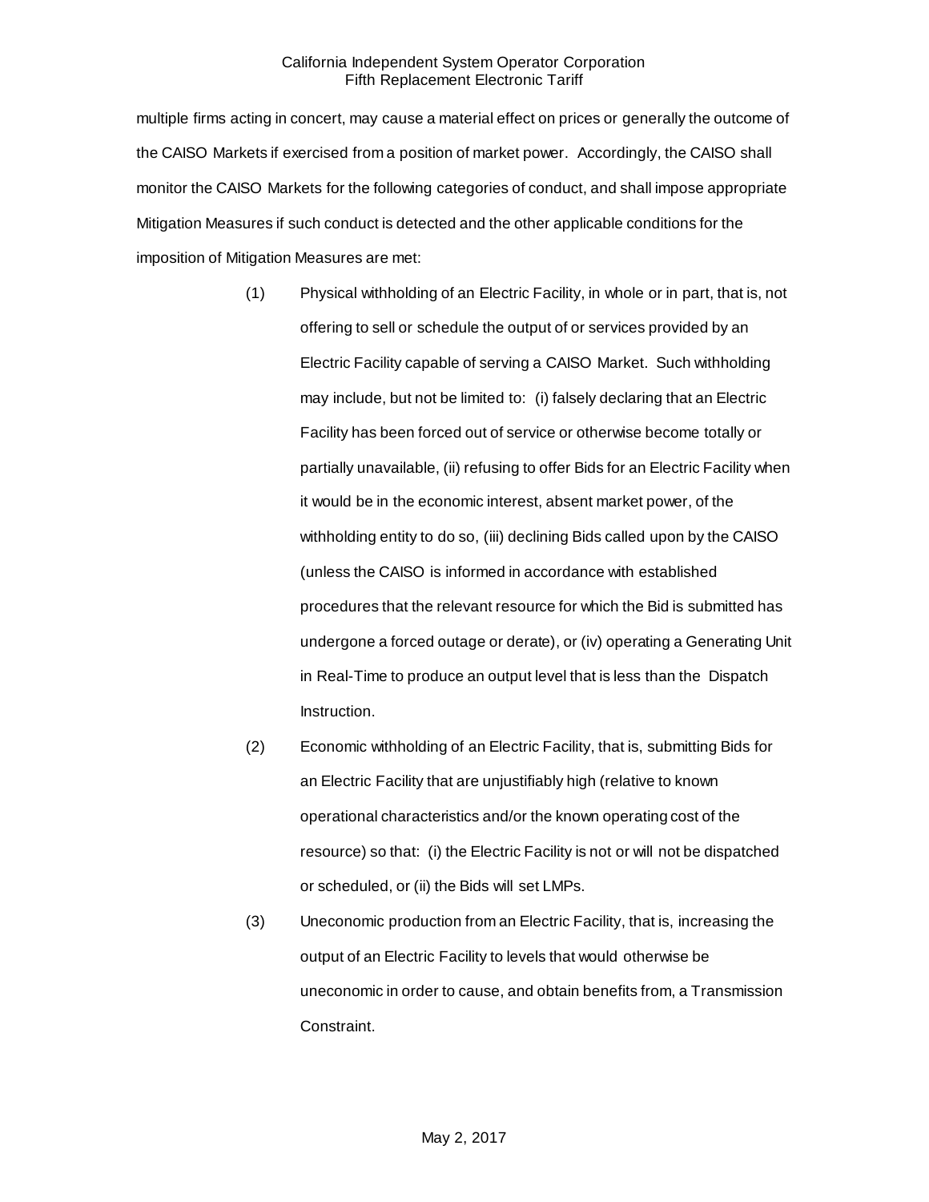multiple firms acting in concert, may cause a material effect on prices or generally the outcome of the CAISO Markets if exercised from a position of market power. Accordingly, the CAISO shall monitor the CAISO Markets for the following categories of conduct, and shall impose appropriate Mitigation Measures if such conduct is detected and the other applicable conditions for the imposition of Mitigation Measures are met:

(1) Physical withholding of an Electric Facility, in whole or in part, that is, not offering to sell or schedule the output of or services provided by an Electric Facility capable of serving a CAISO Market. Such withholding may include, but not be limited to: (i) falsely declaring that an Electric Facility has been forced out of service or otherwise become totally or partially unavailable, (ii) refusing to offer Bids for an Electric Facility when it would be in the economic interest, absent market power, of the withholding entity to do so, (iii) declining Bids called upon by the CAISO (unless the CAISO is informed in accordance with established procedures that the relevant resource for which the Bid is submitted has undergone a forced outage or derate), or (iv) operating a Generating Unit in Real-Time to produce an output level that is less than the Dispatch Instruction.

(2) Economic withholding of an Electric Facility, that is, submitting Bids for an Electric Facility that are unjustifiably high (relative to known operational characteristics and/or the known operating cost of the resource) so that: (i) the Electric Facility is not or will not be dispatched or scheduled, or (ii) the Bids will set LMPs.

(3) Uneconomic production from an Electric Facility, that is, increasing the output of an Electric Facility to levels that would otherwise be uneconomic in order to cause, and obtain benefits from, a Transmission Constraint.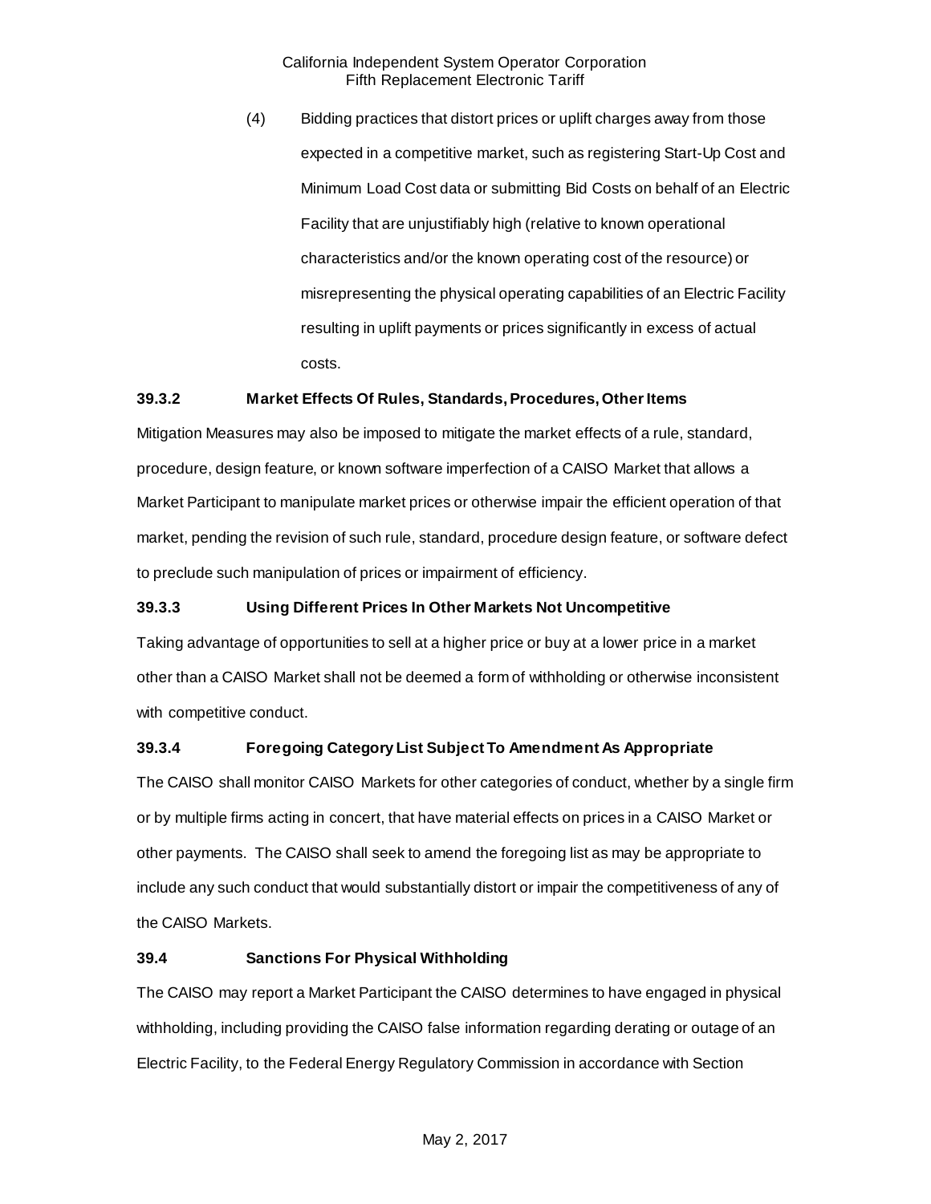(4) Bidding practices that distort prices or uplift charges away from those expected in a competitive market, such as registering Start-Up Cost and Minimum Load Cost data or submitting Bid Costs on behalf of an Electric Facility that are unjustifiably high (relative to known operational characteristics and/or the known operating cost of the resource) or misrepresenting the physical operating capabilities of an Electric Facility resulting in uplift payments or prices significantly in excess of actual costs.

### 39.3.2 Market Effects Of Rules, Standards, Procedures, Other Items

Mitigation Measures may also be imposed to mitigate the market effects of a rule, standard, procedure, design feature, or known software imperfection of a CAISO Market that allows a Market Participant to manipulate market prices or otherwise impair the efficient operation of that market, pending the revision of such rule, standard, procedure design feature, or software defect to preclude such manipulation of prices or impairment of efficiency.

### 39.3.3 Using Different Prices In Other Markets Not Uncompetitive

Taking advantage of opportunities to sell at a higher price or buy at a lower price in a market other than a CAISO Market shall not be deemed a form of withholding or otherwise inconsistent with competitive conduct.

### 39.3.4 Foregoing Category List Subject To Amendment As Appropriate

The CAISO shall monitor CAISO Markets for other categories of conduct, whether by a single firm or by multiple firms acting in concert, that have material effects on prices in a CAISO Market or other payments. The CAISO shall seek to amend the foregoing list as may be appropriate to include any such conduct that would substantially distort or impair the competitiveness of any of the CAISO Markets.

## 39.4 Sanctions For Physical Withholding

The CAISO may report a Market Participant the CAISO determines to have engaged in physical withholding, including providing the CAISO false information regarding derating or outage of an Electric Facility, to the Federal Energy Regulatory Commission in accordance with Section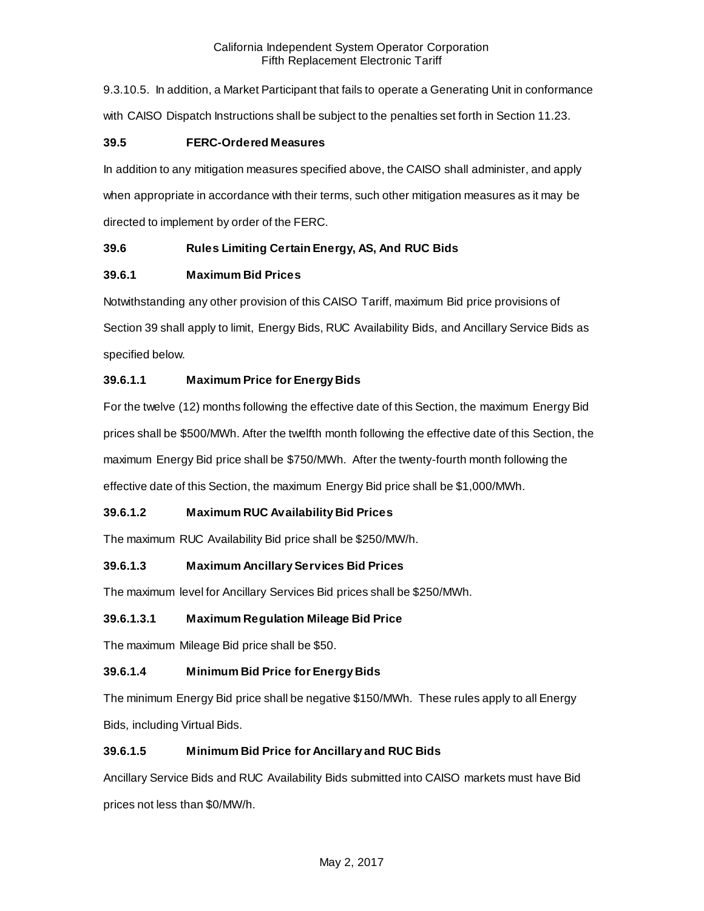9.3.10.5. In addition, a Market Participant that fails to operate a Generating Unit in conformance with CAISO Dispatch Instructions shall be subject to the penalties set forth in Section 11.23.

### 39.5 FERC-Ordered Measures

In addition to any mitigation measures specified above, the CAISO shall administer, and apply when appropriate in accordance with their terms, such other mitigation measures as it may be directed to implement by order of the FERC.

### 39.6 Rules Limiting Certain Energy, AS, And RUC Bids

#### 39.6.1 Maximum Bid Prices

Notwithstanding any other provision of this CAISO Tariff, maximum Bid price provisions of Section 39 shall apply to limit, Energy Bids, RUC Availability Bids, and Ancillary Service Bids as specified below.

#### 39.6.1.1 Maximum Price for Energy Bids

For the twelve (12) months following the effective date of this Section, the maximum Energy Bid prices shall be $500/MWh. After the twelfth month following the effective date of this Section, the maximum Energy Bid price shall be $750/MWh. After the twenty-fourth month following the effective date of this Section, the maximum Energy Bid price shall be $1,000/MWh.

#### 39.6.1.2 Maximum RUC Availability Bid Prices

The maximum RUC Availability Bid price shall be $250/MW/h.

#### 39.6.1.3 Maximum Ancillary Services Bid Prices

The maximum level for Ancillary Services Bid prices shall be $250/MWh.

#### 39.6.1.3.1 Maximum Regulation Mileage Bid Price

The maximum Mileage Bid price shall be $50.

#### 39.6.1.4 Minimum Bid Price for Energy Bids

The minimum Energy Bid price shall be negative $150/MWh. These rules apply to all Energy Bids, including Virtual Bids.

#### 39.6.1.5 Minimum Bid Price for Ancillary and RUC Bids

Ancillary Service Bids and RUC Availability Bids submitted into CAISO markets must have Bid prices not less than $0/MW/h.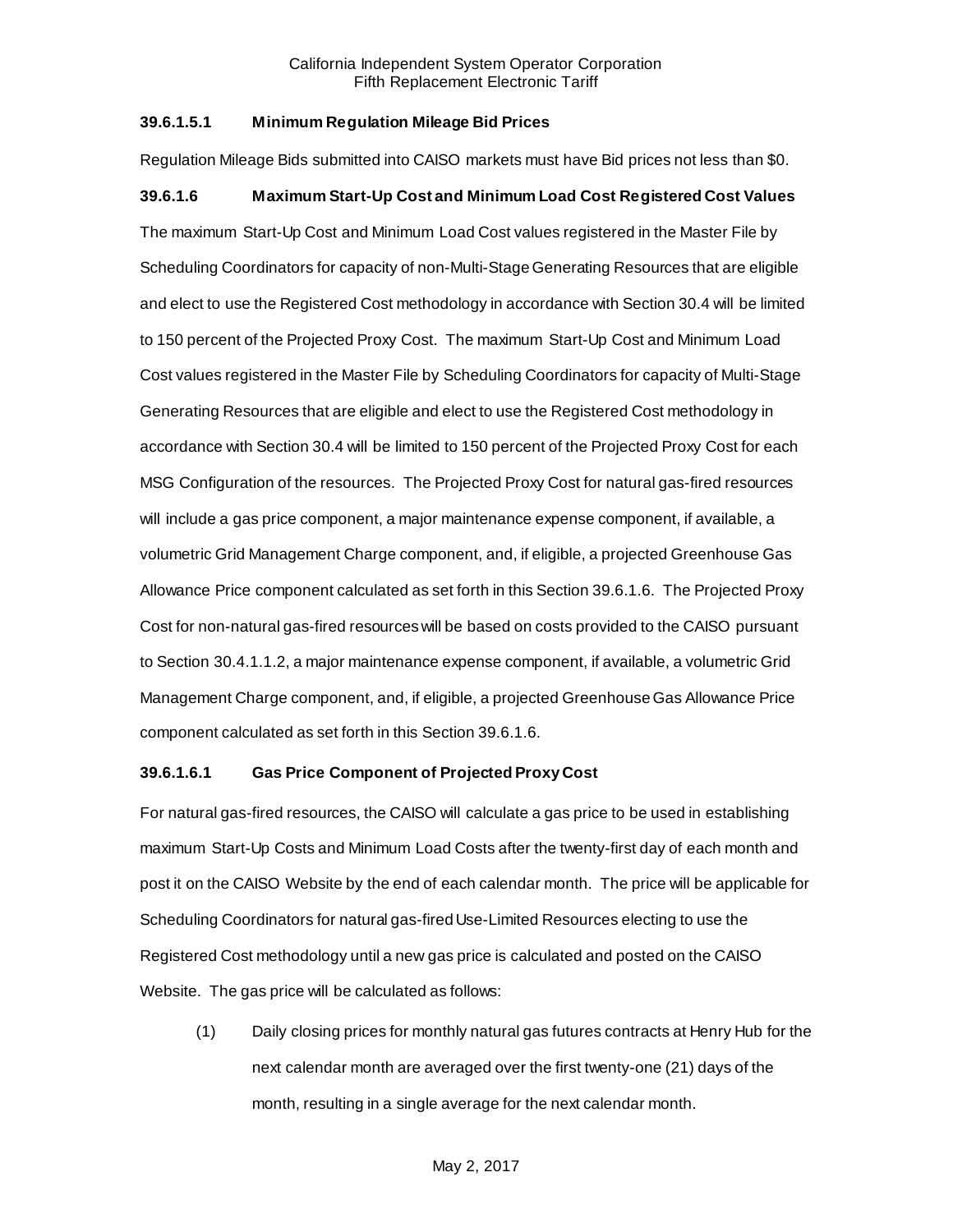### 39.6.1.5.1 Minimum Regulation Mileage Bid Prices

Regulation Mileage Bids submitted into CAISO markets must have Bid prices not less than $0.

### 39.6.1.6 Maximum Start-Up Cost and Minimum Load Cost Registered Cost Values

The maximum Start-Up Cost and Minimum Load Cost values registered in the Master File by Scheduling Coordinators for capacity of non-Multi-Stage Generating Resources that are eligible and elect to use the Registered Cost methodology in accordance with Section 30.4 will be limited to 150 percent of the Projected Proxy Cost. The maximum Start-Up Cost and Minimum Load Cost values registered in the Master File by Scheduling Coordinators for capacity of Multi-Stage Generating Resources that are eligible and elect to use the Registered Cost methodology in accordance with Section 30.4 will be limited to 150 percent of the Projected Proxy Cost for each MSG Configuration of the resources. The Projected Proxy Cost for natural gas-fired resources will include a gas price component, a major maintenance expense component, if available, a volumetric Grid Management Charge component, and, if eligible, a projected Greenhouse Gas Allowance Price component calculated as set forth in this Section 39.6.1.6. The Projected Proxy Cost for non-natural gas-fired resources will be based on costs provided to the CAISO pursuant to Section 30.4.1.1.2, a major maintenance expense component, if available, a volumetric Grid Management Charge component, and, if eligible, a projected Greenhouse Gas Allowance Price component calculated as set forth in this Section 39.6.1.6.

### 39.6.1.6.1 Gas Price Component of Projected Proxy Cost

For natural gas-fired resources, the CAISO will calculate a gas price to be used in establishing maximum Start-Up Costs and Minimum Load Costs after the twenty-first day of each month and post it on the CAISO Website by the end of each calendar month. The price will be applicable for Scheduling Coordinators for natural gas-fired Use-Limited Resources electing to use the Registered Cost methodology until a new gas price is calculated and posted on the CAISO Website. The gas price will be calculated as follows:

(1) Daily closing prices for monthly natural gas futures contracts at Henry Hub for the next calendar month are averaged over the first twenty-one (21) days of the month, resulting in a single average for the next calendar month.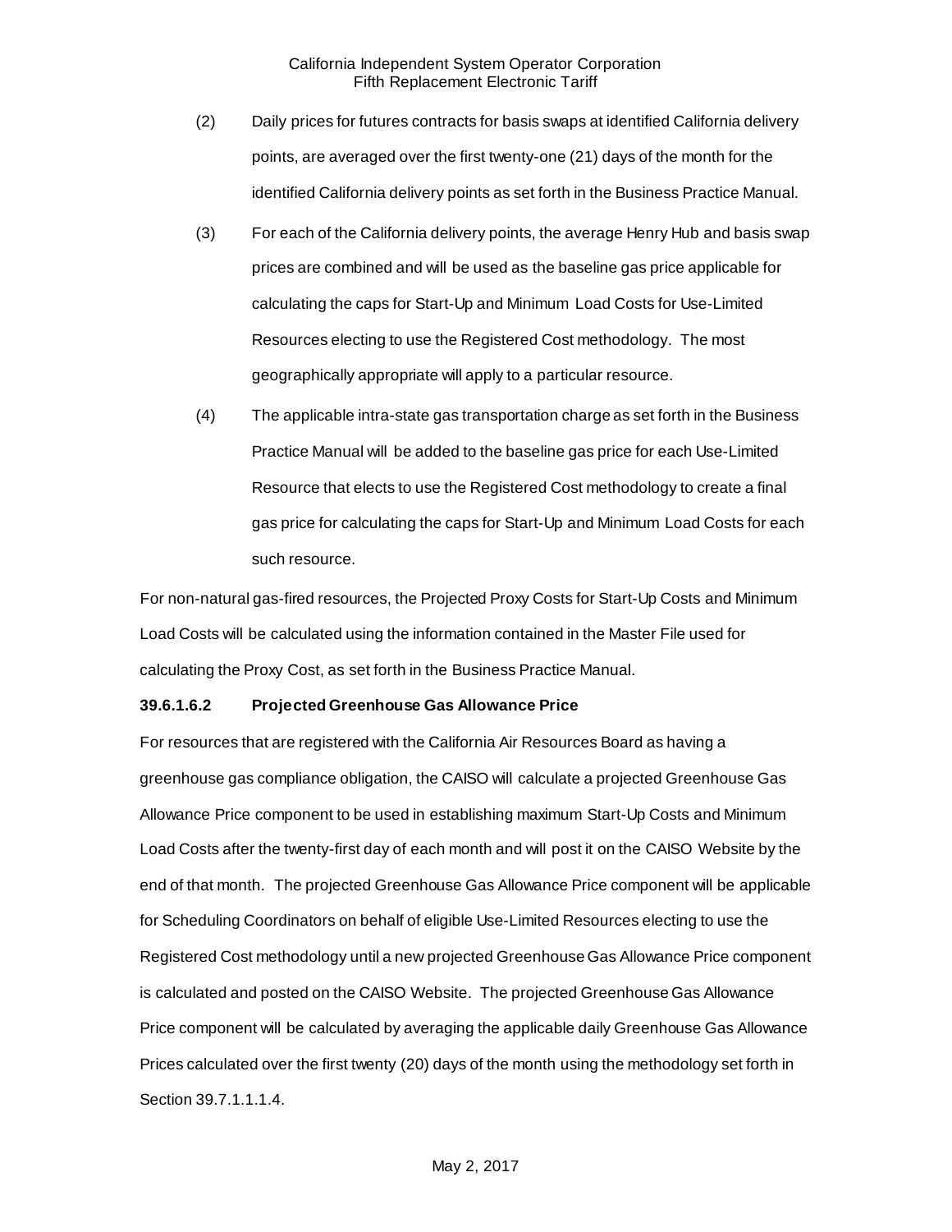(2) Daily prices for futures contracts for basis swaps at identified California delivery points, are averaged over the first twenty-one (21) days of the month for the identified California delivery points as set forth in the Business Practice Manual.

(3) For each of the California delivery points, the average Henry Hub and basis swap prices are combined and will be used as the baseline gas price applicable for calculating the caps for Start-Up and Minimum Load Costs for Use-Limited Resources electing to use the Registered Cost methodology. The most geographically appropriate will apply to a particular resource.

(4) The applicable intra-state gas transportation charge as set forth in the Business Practice Manual will be added to the baseline gas price for each Use-Limited Resource that elects to use the Registered Cost methodology to create a final gas price for calculating the caps for Start-Up and Minimum Load Costs for each such resource.

For non-natural gas-fired resources, the Projected Proxy Costs for Start-Up Costs and Minimum Load Costs will be calculated using the information contained in the Master File used for calculating the Proxy Cost, as set forth in the Business Practice Manual.

**39.6.1.6.2 Projected Greenhouse Gas Allowance Price**

For resources that are registered with the California Air Resources Board as having a greenhouse gas compliance obligation, the CAISO will calculate a projected Greenhouse Gas Allowance Price component to be used in establishing maximum Start-Up Costs and Minimum Load Costs after the twenty-first day of each month and will post it on the CAISO Website by the end of that month. The projected Greenhouse Gas Allowance Price component will be applicable for Scheduling Coordinators on behalf of eligible Use-Limited Resources electing to use the Registered Cost methodology until a new projected Greenhouse Gas Allowance Price component is calculated and posted on the CAISO Website. The projected Greenhouse Gas Allowance Price component will be calculated by averaging the applicable daily Greenhouse Gas Allowance Prices calculated over the first twenty (20) days of the month using the methodology set forth in Section 39.7.1.1.1.4.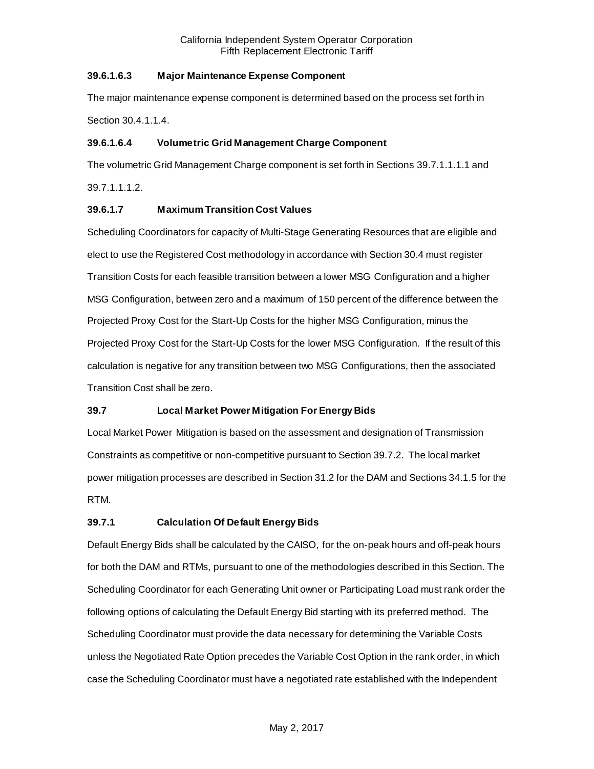### 39.6.1.6.3 Major Maintenance Expense Component

The major maintenance expense component is determined based on the process set forth in Section 30.4.1.1.4.

### 39.6.1.6.4 Volumetric Grid Management Charge Component

The volumetric Grid Management Charge component is set forth in Sections 39.7.1.1.1.1 and 39.7.1.1.1.2.

### 39.6.1.7 Maximum Transition Cost Values

Scheduling Coordinators for capacity of Multi-Stage Generating Resources that are eligible and elect to use the Registered Cost methodology in accordance with Section 30.4 must register Transition Costs for each feasible transition between a lower MSG Configuration and a higher MSG Configuration, between zero and a maximum of 150 percent of the difference between the Projected Proxy Cost for the Start-Up Costs for the higher MSG Configuration, minus the Projected Proxy Cost for the Start-Up Costs for the lower MSG Configuration. If the result of this calculation is negative for any transition between two MSG Configurations, then the associated Transition Cost shall be zero.

## 39.7 Local Market Power Mitigation For Energy Bids

Local Market Power Mitigation is based on the assessment and designation of Transmission Constraints as competitive or non-competitive pursuant to Section 39.7.2. The local market power mitigation processes are described in Section 31.2 for the DAM and Sections 34.1.5 for the RTM.

### 39.7.1 Calculation Of Default Energy Bids

Default Energy Bids shall be calculated by the CAISO, for the on-peak hours and off-peak hours for both the DAM and RTMs, pursuant to one of the methodologies described in this Section. The Scheduling Coordinator for each Generating Unit owner or Participating Load must rank order the following options of calculating the Default Energy Bid starting with its preferred method. The Scheduling Coordinator must provide the data necessary for determining the Variable Costs unless the Negotiated Rate Option precedes the Variable Cost Option in the rank order, in which case the Scheduling Coordinator must have a negotiated rate established with the Independent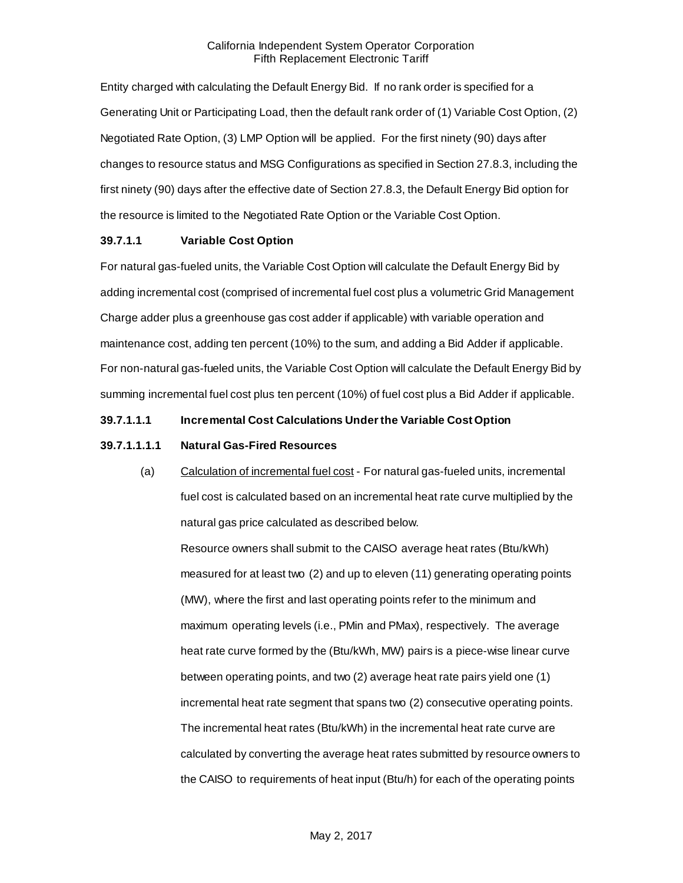Entity charged with calculating the Default Energy Bid. If no rank order is specified for a Generating Unit or Participating Load, then the default rank order of (1) Variable Cost Option, (2) Negotiated Rate Option, (3) LMP Option will be applied. For the first ninety (90) days after changes to resource status and MSG Configurations as specified in Section 27.8.3, including the first ninety (90) days after the effective date of Section 27.8.3, the Default Energy Bid option for the resource is limited to the Negotiated Rate Option or the Variable Cost Option.

**39.7.1.1 Variable Cost Option**

For natural gas-fueled units, the Variable Cost Option will calculate the Default Energy Bid by adding incremental cost (comprised of incremental fuel cost plus a volumetric Grid Management Charge adder plus a greenhouse gas cost adder if applicable) with variable operation and maintenance cost, adding ten percent (10%) to the sum, and adding a Bid Adder if applicable. For non-natural gas-fueled units, the Variable Cost Option will calculate the Default Energy Bid by summing incremental fuel cost plus ten percent (10%) of fuel cost plus a Bid Adder if applicable.

**39.7.1.1.1 Incremental Cost Calculations Under the Variable Cost Option**

**39.7.1.1.1.1 Natural Gas-Fired Resources**

(a) Calculation of incremental fuel cost - For natural gas-fueled units, incremental fuel cost is calculated based on an incremental heat rate curve multiplied by the natural gas price calculated as described below.

Resource owners shall submit to the CAISO average heat rates (Btu/kWh) measured for at least two (2) and up to eleven (11) generating operating points (MW), where the first and last operating points refer to the minimum and maximum operating levels (i.e., PMin and PMax), respectively. The average heat rate curve formed by the (Btu/kWh, MW) pairs is a piece-wise linear curve between operating points, and two (2) average heat rate pairs yield one (1) incremental heat rate segment that spans two (2) consecutive operating points. The incremental heat rates (Btu/kWh) in the incremental heat rate curve are calculated by converting the average heat rates submitted by resource owners to the CAISO to requirements of heat input (Btu/h) for each of the operating points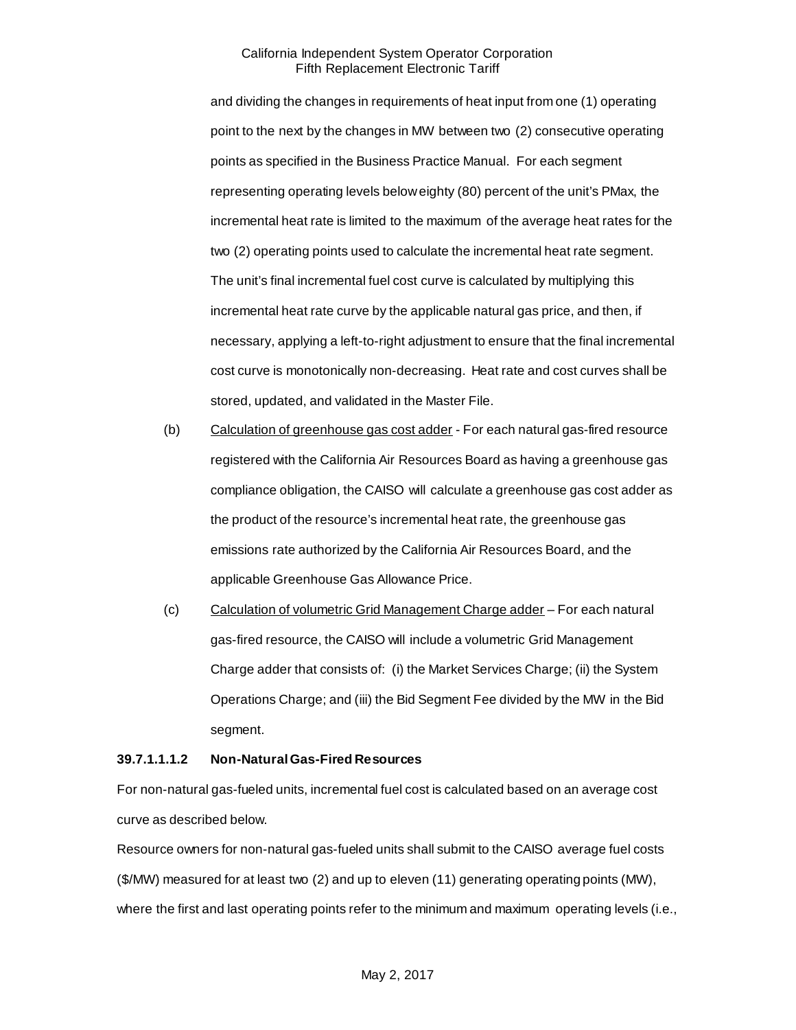and dividing the changes in requirements of heat input from one (1) operating point to the next by the changes in MW between two (2) consecutive operating points as specified in the Business Practice Manual. For each segment representing operating levels below eighty (80) percent of the unit's PMax, the incremental heat rate is limited to the maximum of the average heat rates for the two (2) operating points used to calculate the incremental heat rate segment. The unit's final incremental fuel cost curve is calculated by multiplying this incremental heat rate curve by the applicable natural gas price, and then, if necessary, applying a left-to-right adjustment to ensure that the final incremental cost curve is monotonically non-decreasing. Heat rate and cost curves shall be stored, updated, and validated in the Master File.

(b) Calculation of greenhouse gas cost adder - For each natural gas-fired resource registered with the California Air Resources Board as having a greenhouse gas compliance obligation, the CAISO will calculate a greenhouse gas cost adder as the product of the resource's incremental heat rate, the greenhouse gas emissions rate authorized by the California Air Resources Board, and the applicable Greenhouse Gas Allowance Price.

(c) Calculation of volumetric Grid Management Charge adder – For each natural gas-fired resource, the CAISO will include a volumetric Grid Management Charge adder that consists of: (i) the Market Services Charge; (ii) the System Operations Charge; and (iii) the Bid Segment Fee divided by the MW in the Bid segment.

**39.7.1.1.1.2 Non-Natural Gas-Fired Resources**

For non-natural gas-fueled units, incremental fuel cost is calculated based on an average cost curve as described below.

Resource owners for non-natural gas-fueled units shall submit to the CAISO average fuel costs ($/MW) measured for at least two (2) and up to eleven (11) generating operating points (MW), where the first and last operating points refer to the minimum and maximum operating levels (i.e.,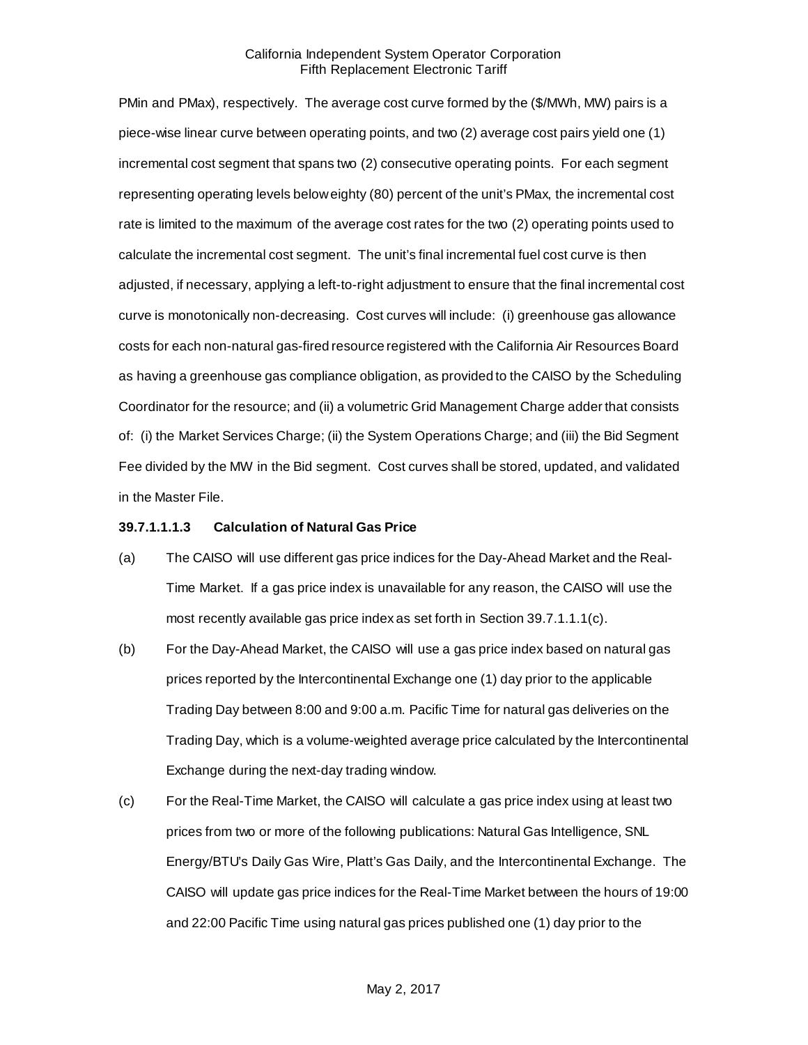PMin and PMax), respectively. The average cost curve formed by the ($/MWh, MW) pairs is a piece-wise linear curve between operating points, and two (2) average cost pairs yield one (1) incremental cost segment that spans two (2) consecutive operating points. For each segment representing operating levels below eighty (80) percent of the unit's PMax, the incremental cost rate is limited to the maximum of the average cost rates for the two (2) operating points used to calculate the incremental cost segment. The unit's final incremental fuel cost curve is then adjusted, if necessary, applying a left-to-right adjustment to ensure that the final incremental cost curve is monotonically non-decreasing. Cost curves will include: (i) greenhouse gas allowance costs for each non-natural gas-fired resource registered with the California Air Resources Board as having a greenhouse gas compliance obligation, as provided to the CAISO by the Scheduling Coordinator for the resource; and (ii) a volumetric Grid Management Charge adder that consists of: (i) the Market Services Charge; (ii) the System Operations Charge; and (iii) the Bid Segment Fee divided by the MW in the Bid segment. Cost curves shall be stored, updated, and validated in the Master File.

**39.7.1.1.1.3 Calculation of Natural Gas Price**

(a) The CAISO will use different gas price indices for the Day-Ahead Market and the Real-Time Market. If a gas price index is unavailable for any reason, the CAISO will use the most recently available gas price index as set forth in Section 39.7.1.1.1(c).

(b) For the Day-Ahead Market, the CAISO will use a gas price index based on natural gas prices reported by the Intercontinental Exchange one (1) day prior to the applicable Trading Day between 8:00 and 9:00 a.m. Pacific Time for natural gas deliveries on the Trading Day, which is a volume-weighted average price calculated by the Intercontinental Exchange during the next-day trading window.

(c) For the Real-Time Market, the CAISO will calculate a gas price index using at least two prices from two or more of the following publications: Natural Gas Intelligence, SNL Energy/BTU's Daily Gas Wire, Platt's Gas Daily, and the Intercontinental Exchange. The CAISO will update gas price indices for the Real-Time Market between the hours of 19:00 and 22:00 Pacific Time using natural gas prices published one (1) day prior to the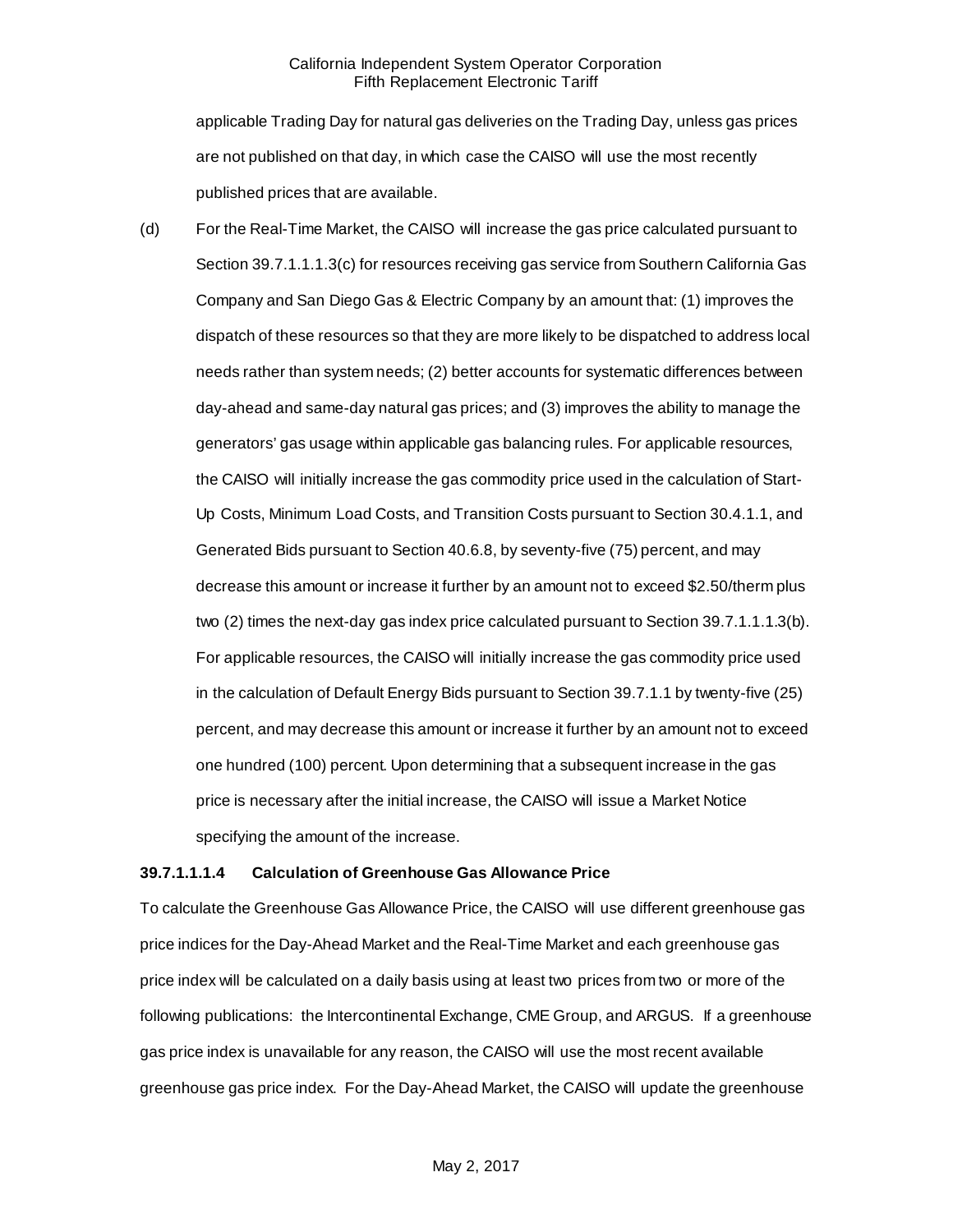applicable Trading Day for natural gas deliveries on the Trading Day, unless gas prices are not published on that day, in which case the CAISO will use the most recently published prices that are available.

(d) For the Real-Time Market, the CAISO will increase the gas price calculated pursuant to Section 39.7.1.1.1.3(c) for resources receiving gas service from Southern California Gas Company and San Diego Gas & Electric Company by an amount that: (1) improves the dispatch of these resources so that they are more likely to be dispatched to address local needs rather than system needs; (2) better accounts for systematic differences between day-ahead and same-day natural gas prices; and (3) improves the ability to manage the generators' gas usage within applicable gas balancing rules. For applicable resources, the CAISO will initially increase the gas commodity price used in the calculation of Start-Up Costs, Minimum Load Costs, and Transition Costs pursuant to Section 30.4.1.1, and Generated Bids pursuant to Section 40.6.8, by seventy-five (75) percent, and may decrease this amount or increase it further by an amount not to exceed $2.50/therm plus two (2) times the next-day gas index price calculated pursuant to Section 39.7.1.1.1.3(b). For applicable resources, the CAISO will initially increase the gas commodity price used in the calculation of Default Energy Bids pursuant to Section 39.7.1.1 by twenty-five (25) percent, and may decrease this amount or increase it further by an amount not to exceed one hundred (100) percent. Upon determining that a subsequent increase in the gas price is necessary after the initial increase, the CAISO will issue a Market Notice specifying the amount of the increase.

**39.7.1.1.1.4 Calculation of Greenhouse Gas Allowance Price**

To calculate the Greenhouse Gas Allowance Price, the CAISO will use different greenhouse gas price indices for the Day-Ahead Market and the Real-Time Market and each greenhouse gas price index will be calculated on a daily basis using at least two prices from two or more of the following publications: the Intercontinental Exchange, CME Group, and ARGUS. If a greenhouse gas price index is unavailable for any reason, the CAISO will use the most recent available greenhouse gas price index. For the Day-Ahead Market, the CAISO will update the greenhouse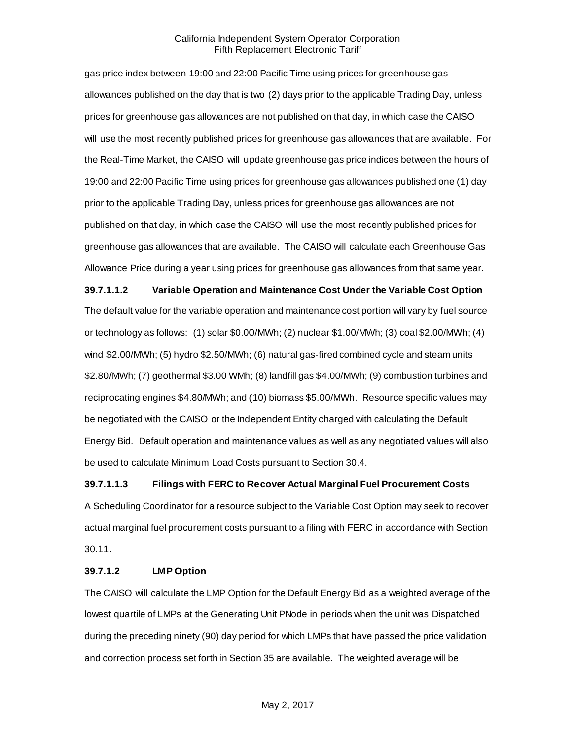gas price index between 19:00 and 22:00 Pacific Time using prices for greenhouse gas allowances published on the day that is two (2) days prior to the applicable Trading Day, unless prices for greenhouse gas allowances are not published on that day, in which case the CAISO will use the most recently published prices for greenhouse gas allowances that are available. For the Real-Time Market, the CAISO will update greenhouse gas price indices between the hours of 19:00 and 22:00 Pacific Time using prices for greenhouse gas allowances published one (1) day prior to the applicable Trading Day, unless prices for greenhouse gas allowances are not published on that day, in which case the CAISO will use the most recently published prices for greenhouse gas allowances that are available. The CAISO will calculate each Greenhouse Gas Allowance Price during a year using prices for greenhouse gas allowances from that same year.

**39.7.1.1.2 Variable Operation and Maintenance Cost Under the Variable Cost Option**

The default value for the variable operation and maintenance cost portion will vary by fuel source or technology as follows: (1) solar $0.00/MWh; (2) nuclear $1.00/MWh; (3) coal $2.00/MWh; (4) wind $2.00/MWh; (5) hydro $2.50/MWh; (6) natural gas-fired combined cycle and steam units $2.80/MWh; (7) geothermal $3.00 WMh; (8) landfill gas $4.00/MWh; (9) combustion turbines and reciprocating engines $4.80/MWh; and (10) biomass $5.00/MWh. Resource specific values may be negotiated with the CAISO or the Independent Entity charged with calculating the Default Energy Bid. Default operation and maintenance values as well as any negotiated values will also be used to calculate Minimum Load Costs pursuant to Section 30.4.

**39.7.1.1.3 Filings with FERC to Recover Actual Marginal Fuel Procurement Costs**

A Scheduling Coordinator for a resource subject to the Variable Cost Option may seek to recover actual marginal fuel procurement costs pursuant to a filing with FERC in accordance with Section 30.11.

**39.7.1.2 LMP Option**

The CAISO will calculate the LMP Option for the Default Energy Bid as a weighted average of the lowest quartile of LMPs at the Generating Unit PNode in periods when the unit was Dispatched during the preceding ninety (90) day period for which LMPs that have passed the price validation and correction process set forth in Section 35 are available. The weighted average will be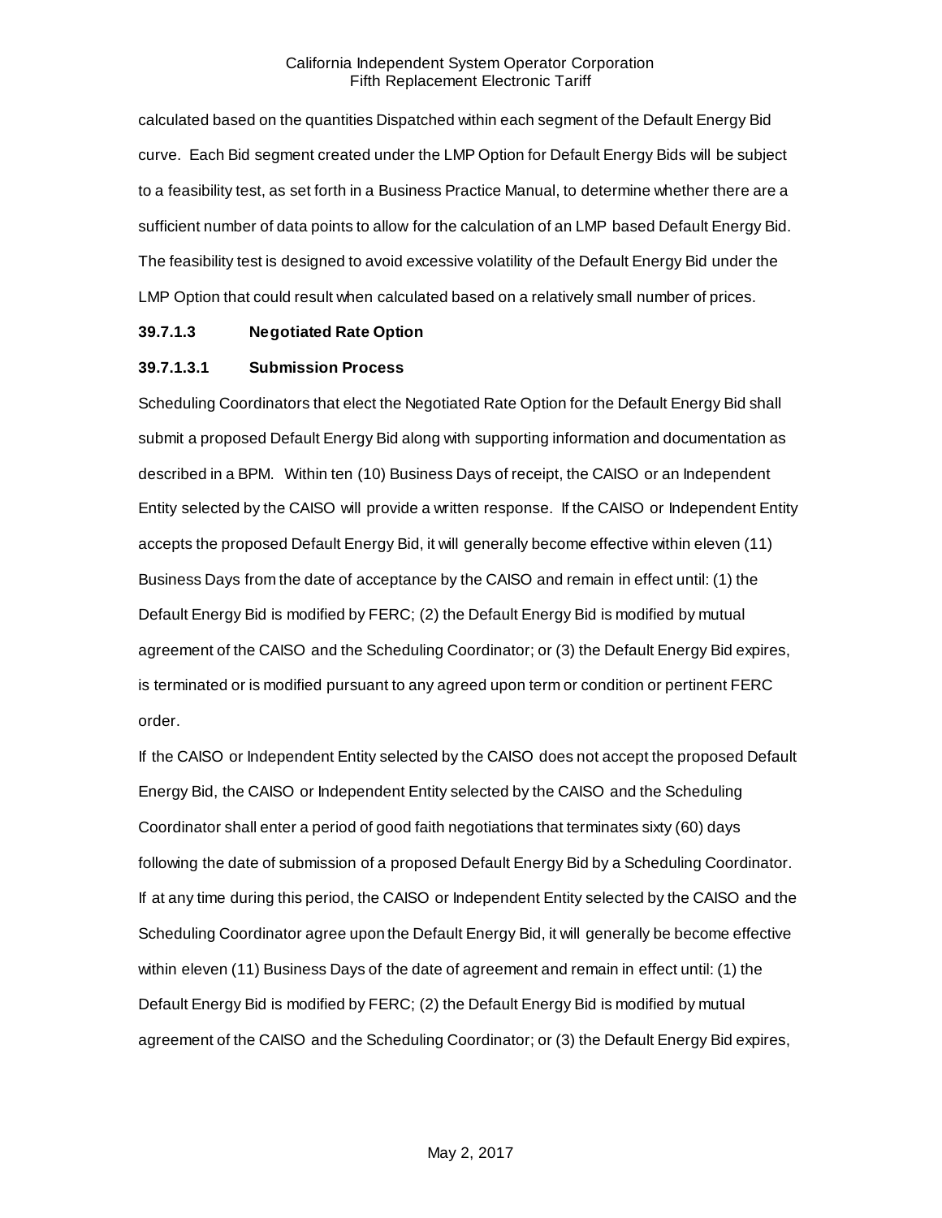calculated based on the quantities Dispatched within each segment of the Default Energy Bid curve. Each Bid segment created under the LMP Option for Default Energy Bids will be subject to a feasibility test, as set forth in a Business Practice Manual, to determine whether there are a sufficient number of data points to allow for the calculation of an LMP based Default Energy Bid. The feasibility test is designed to avoid excessive volatility of the Default Energy Bid under the LMP Option that could result when calculated based on a relatively small number of prices.

**39.7.1.3 Negotiated Rate Option**

**39.7.1.3.1 Submission Process**

Scheduling Coordinators that elect the Negotiated Rate Option for the Default Energy Bid shall submit a proposed Default Energy Bid along with supporting information and documentation as described in a BPM. Within ten (10) Business Days of receipt, the CAISO or an Independent Entity selected by the CAISO will provide a written response. If the CAISO or Independent Entity accepts the proposed Default Energy Bid, it will generally become effective within eleven (11) Business Days from the date of acceptance by the CAISO and remain in effect until: (1) the Default Energy Bid is modified by FERC; (2) the Default Energy Bid is modified by mutual agreement of the CAISO and the Scheduling Coordinator; or (3) the Default Energy Bid expires, is terminated or is modified pursuant to any agreed upon term or condition or pertinent FERC order.

If the CAISO or Independent Entity selected by the CAISO does not accept the proposed Default Energy Bid, the CAISO or Independent Entity selected by the CAISO and the Scheduling Coordinator shall enter a period of good faith negotiations that terminates sixty (60) days following the date of submission of a proposed Default Energy Bid by a Scheduling Coordinator. If at any time during this period, the CAISO or Independent Entity selected by the CAISO and the Scheduling Coordinator agree upon the Default Energy Bid, it will generally be become effective within eleven (11) Business Days of the date of agreement and remain in effect until: (1) the Default Energy Bid is modified by FERC; (2) the Default Energy Bid is modified by mutual agreement of the CAISO and the Scheduling Coordinator; or (3) the Default Energy Bid expires,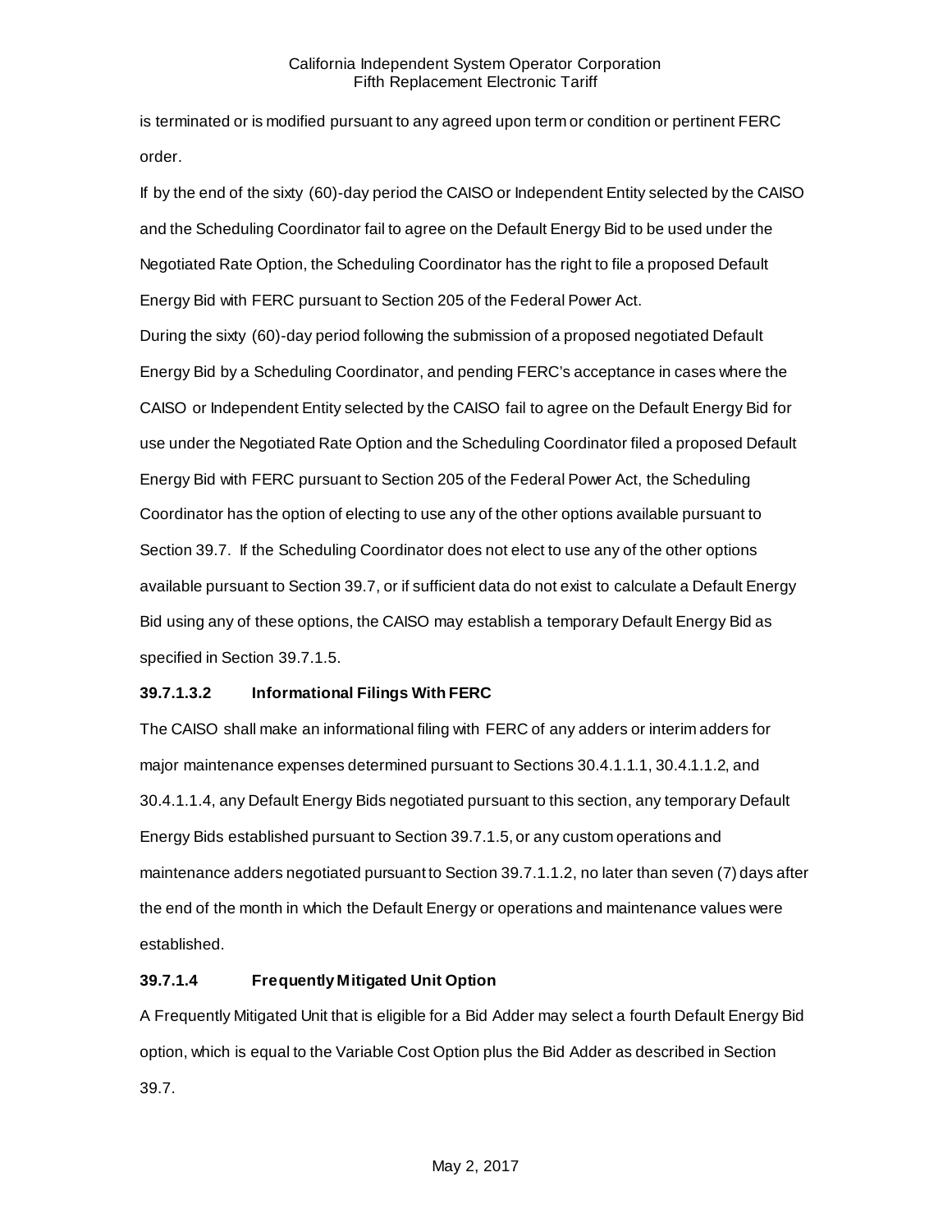is terminated or is modified pursuant to any agreed upon term or condition or pertinent FERC order.

If by the end of the sixty (60)-day period the CAISO or Independent Entity selected by the CAISO and the Scheduling Coordinator fail to agree on the Default Energy Bid to be used under the Negotiated Rate Option, the Scheduling Coordinator has the right to file a proposed Default Energy Bid with FERC pursuant to Section 205 of the Federal Power Act.

During the sixty (60)-day period following the submission of a proposed negotiated Default Energy Bid by a Scheduling Coordinator, and pending FERC's acceptance in cases where the CAISO or Independent Entity selected by the CAISO fail to agree on the Default Energy Bid for use under the Negotiated Rate Option and the Scheduling Coordinator filed a proposed Default Energy Bid with FERC pursuant to Section 205 of the Federal Power Act, the Scheduling Coordinator has the option of electing to use any of the other options available pursuant to Section 39.7. If the Scheduling Coordinator does not elect to use any of the other options available pursuant to Section 39.7, or if sufficient data do not exist to calculate a Default Energy Bid using any of these options, the CAISO may establish a temporary Default Energy Bid as specified in Section 39.7.1.5.

**39.7.1.3.2 Informational Filings With FERC**

The CAISO shall make an informational filing with FERC of any adders or interim adders for major maintenance expenses determined pursuant to Sections 30.4.1.1.1, 30.4.1.1.2, and 30.4.1.1.4, any Default Energy Bids negotiated pursuant to this section, any temporary Default Energy Bids established pursuant to Section 39.7.1.5, or any custom operations and maintenance adders negotiated pursuant to Section 39.7.1.1.2, no later than seven (7) days after the end of the month in which the Default Energy or operations and maintenance values were established.

**39.7.1.4 Frequently Mitigated Unit Option**

A Frequently Mitigated Unit that is eligible for a Bid Adder may select a fourth Default Energy Bid option, which is equal to the Variable Cost Option plus the Bid Adder as described in Section 39.7.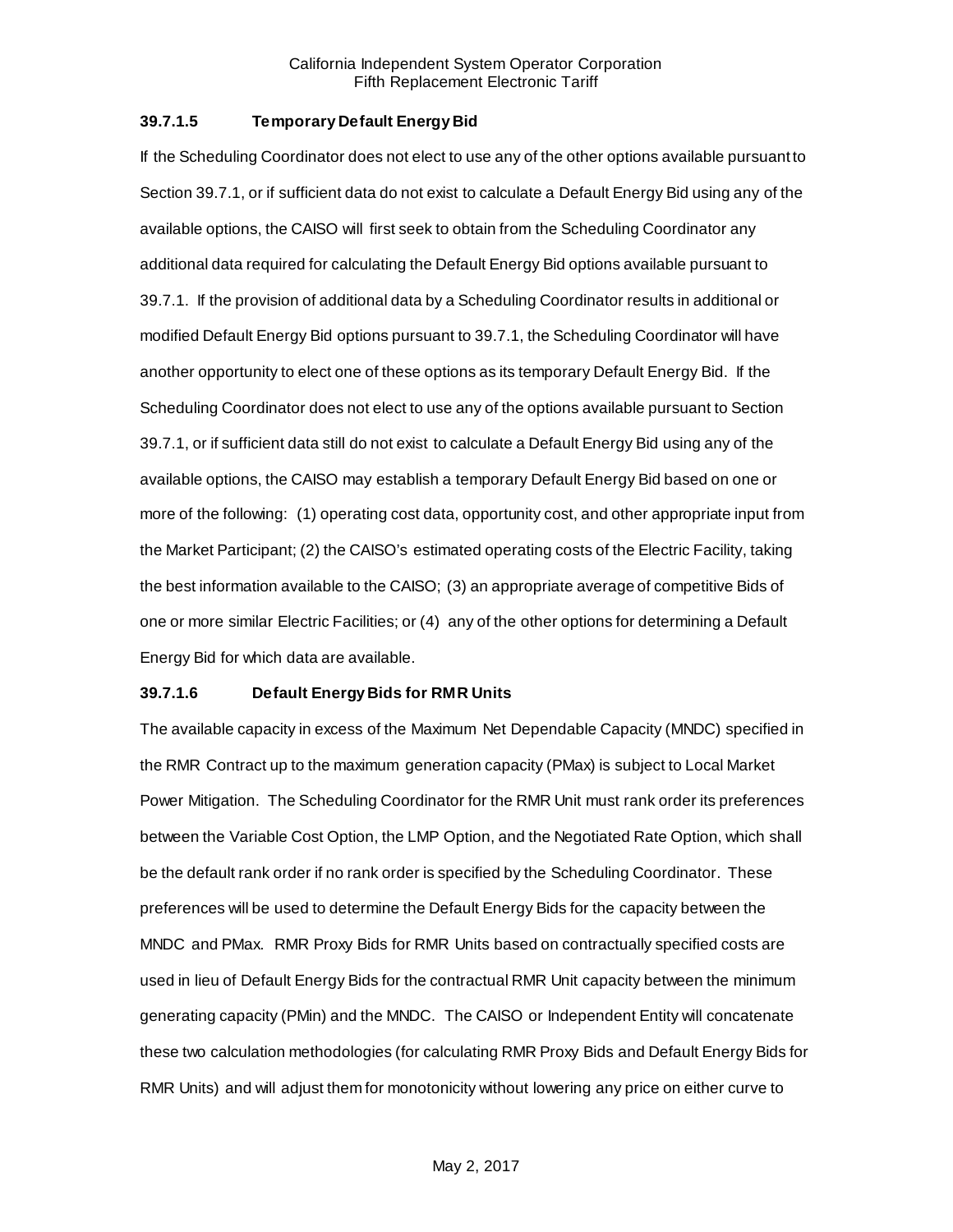### 39.7.1.5 Temporary Default Energy Bid

If the Scheduling Coordinator does not elect to use any of the other options available pursuant to Section 39.7.1, or if sufficient data do not exist to calculate a Default Energy Bid using any of the available options, the CAISO will first seek to obtain from the Scheduling Coordinator any additional data required for calculating the Default Energy Bid options available pursuant to 39.7.1. If the provision of additional data by a Scheduling Coordinator results in additional or modified Default Energy Bid options pursuant to 39.7.1, the Scheduling Coordinator will have another opportunity to elect one of these options as its temporary Default Energy Bid. If the Scheduling Coordinator does not elect to use any of the options available pursuant to Section 39.7.1, or if sufficient data still do not exist to calculate a Default Energy Bid using any of the available options, the CAISO may establish a temporary Default Energy Bid based on one or more of the following: (1) operating cost data, opportunity cost, and other appropriate input from the Market Participant; (2) the CAISO's estimated operating costs of the Electric Facility, taking the best information available to the CAISO; (3) an appropriate average of competitive Bids of one or more similar Electric Facilities; or (4) any of the other options for determining a Default Energy Bid for which data are available.

### 39.7.1.6 Default Energy Bids for RMR Units

The available capacity in excess of the Maximum Net Dependable Capacity (MNDC) specified in the RMR Contract up to the maximum generation capacity (PMax) is subject to Local Market Power Mitigation. The Scheduling Coordinator for the RMR Unit must rank order its preferences between the Variable Cost Option, the LMP Option, and the Negotiated Rate Option, which shall be the default rank order if no rank order is specified by the Scheduling Coordinator. These preferences will be used to determine the Default Energy Bids for the capacity between the MNDC and PMax. RMR Proxy Bids for RMR Units based on contractually specified costs are used in lieu of Default Energy Bids for the contractual RMR Unit capacity between the minimum generating capacity (PMin) and the MNDC. The CAISO or Independent Entity will concatenate these two calculation methodologies (for calculating RMR Proxy Bids and Default Energy Bids for RMR Units) and will adjust them for monotonicity without lowering any price on either curve to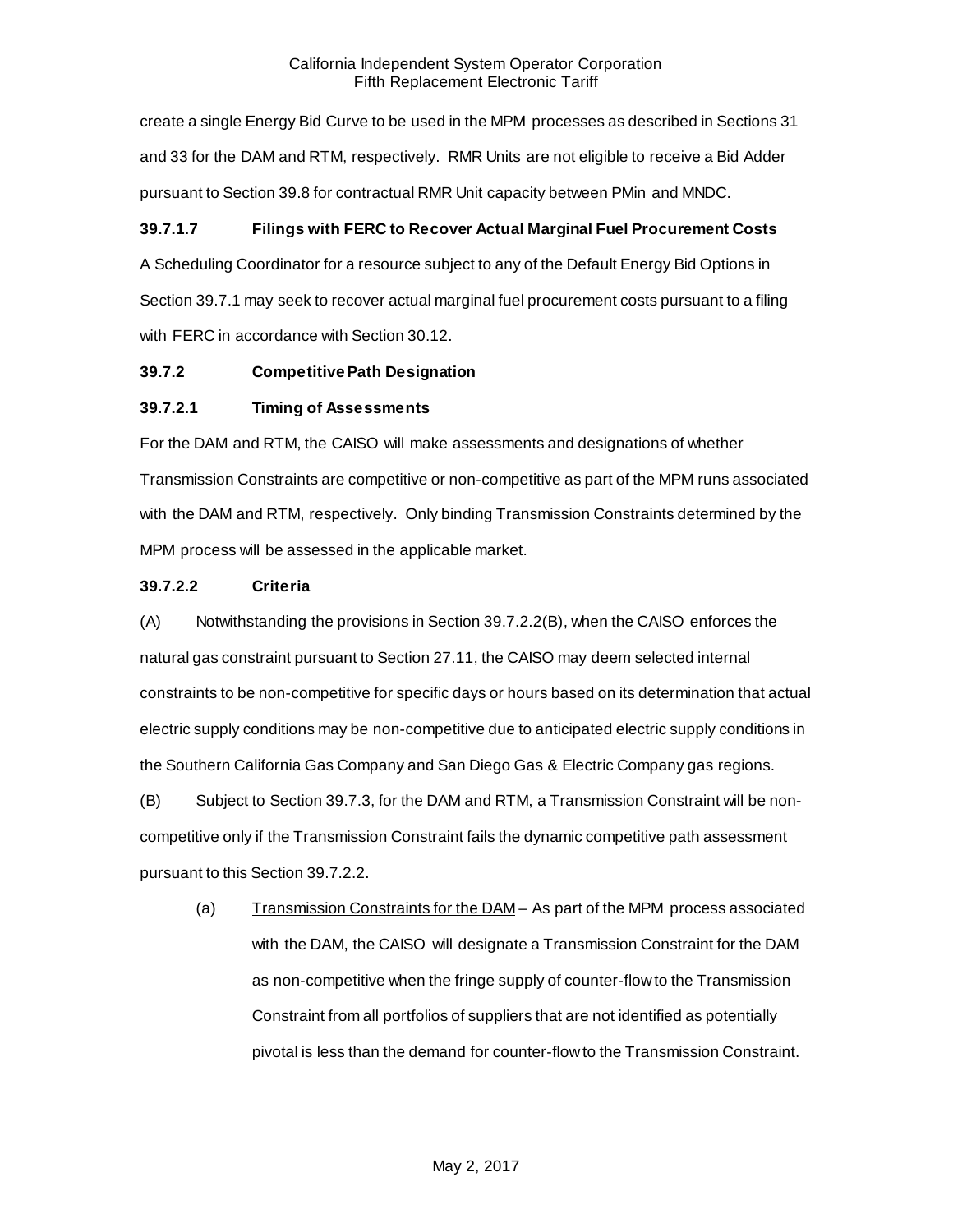create a single Energy Bid Curve to be used in the MPM processes as described in Sections 31 and 33 for the DAM and RTM, respectively. RMR Units are not eligible to receive a Bid Adder pursuant to Section 39.8 for contractual RMR Unit capacity between PMin and MNDC.

**39.7.1.7 Filings with FERC to Recover Actual Marginal Fuel Procurement Costs**

A Scheduling Coordinator for a resource subject to any of the Default Energy Bid Options in Section 39.7.1 may seek to recover actual marginal fuel procurement costs pursuant to a filing with FERC in accordance with Section 30.12.

**39.7.2 Competitive Path Designation**

**39.7.2.1 Timing of Assessments**

For the DAM and RTM, the CAISO will make assessments and designations of whether Transmission Constraints are competitive or non-competitive as part of the MPM runs associated with the DAM and RTM, respectively. Only binding Transmission Constraints determined by the MPM process will be assessed in the applicable market.

**39.7.2.2 Criteria**

(A) Notwithstanding the provisions in Section 39.7.2.2(B), when the CAISO enforces the natural gas constraint pursuant to Section 27.11, the CAISO may deem selected internal constraints to be non-competitive for specific days or hours based on its determination that actual electric supply conditions may be non-competitive due to anticipated electric supply conditions in the Southern California Gas Company and San Diego Gas & Electric Company gas regions.

(B) Subject to Section 39.7.3, for the DAM and RTM, a Transmission Constraint will be non-competitive only if the Transmission Constraint fails the dynamic competitive path assessment pursuant to this Section 39.7.2.2.

(a) Transmission Constraints for the DAM – As part of the MPM process associated with the DAM, the CAISO will designate a Transmission Constraint for the DAM as non-competitive when the fringe supply of counter-flow to the Transmission Constraint from all portfolios of suppliers that are not identified as potentially pivotal is less than the demand for counter-flow to the Transmission Constraint.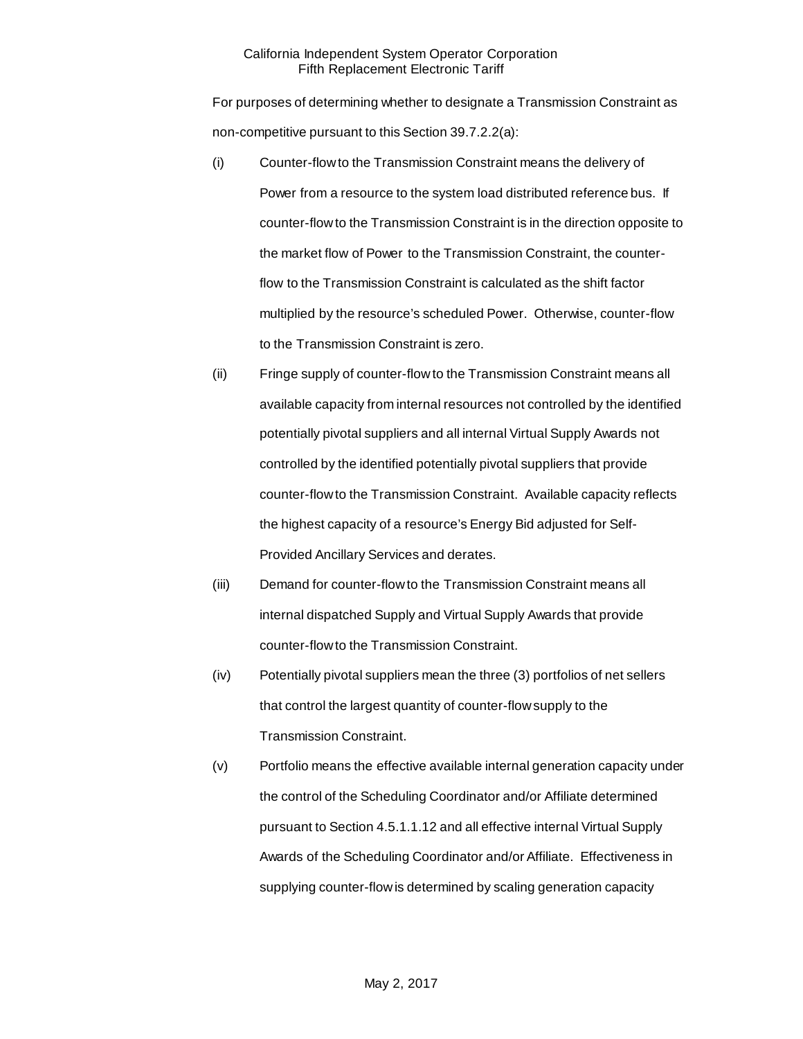For purposes of determining whether to designate a Transmission Constraint as non-competitive pursuant to this Section 39.7.2.2(a):

(i) Counter-flow to the Transmission Constraint means the delivery of Power from a resource to the system load distributed reference bus. If counter-flow to the Transmission Constraint is in the direction opposite to the market flow of Power to the Transmission Constraint, the counter-flow to the Transmission Constraint is calculated as the shift factor multiplied by the resource's scheduled Power. Otherwise, counter-flow to the Transmission Constraint is zero.

(ii) Fringe supply of counter-flow to the Transmission Constraint means all available capacity from internal resources not controlled by the identified potentially pivotal suppliers and all internal Virtual Supply Awards not controlled by the identified potentially pivotal suppliers that provide counter-flow to the Transmission Constraint. Available capacity reflects the highest capacity of a resource's Energy Bid adjusted for Self-Provided Ancillary Services and derates.

(iii) Demand for counter-flow to the Transmission Constraint means all internal dispatched Supply and Virtual Supply Awards that provide counter-flow to the Transmission Constraint.

(iv) Potentially pivotal suppliers mean the three (3) portfolios of net sellers that control the largest quantity of counter-flow supply to the Transmission Constraint.

(v) Portfolio means the effective available internal generation capacity under the control of the Scheduling Coordinator and/or Affiliate determined pursuant to Section 4.5.1.1.12 and all effective internal Virtual Supply Awards of the Scheduling Coordinator and/or Affiliate. Effectiveness in supplying counter-flow is determined by scaling generation capacity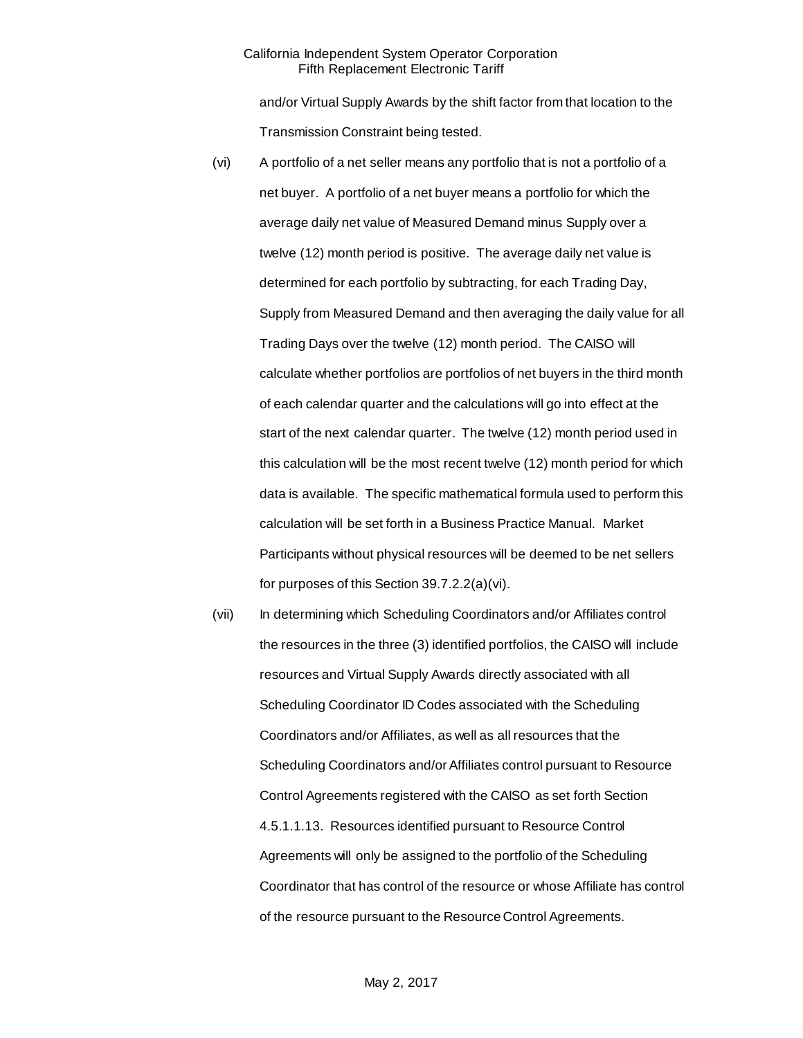and/or Virtual Supply Awards by the shift factor from that location to the Transmission Constraint being tested.

(vi) A portfolio of a net seller means any portfolio that is not a portfolio of a net buyer. A portfolio of a net buyer means a portfolio for which the average daily net value of Measured Demand minus Supply over a twelve (12) month period is positive. The average daily net value is determined for each portfolio by subtracting, for each Trading Day, Supply from Measured Demand and then averaging the daily value for all Trading Days over the twelve (12) month period. The CAISO will calculate whether portfolios are portfolios of net buyers in the third month of each calendar quarter and the calculations will go into effect at the start of the next calendar quarter. The twelve (12) month period used in this calculation will be the most recent twelve (12) month period for which data is available. The specific mathematical formula used to perform this calculation will be set forth in a Business Practice Manual. Market Participants without physical resources will be deemed to be net sellers for purposes of this Section 39.7.2.2(a)(vi).

(vii) In determining which Scheduling Coordinators and/or Affiliates control the resources in the three (3) identified portfolios, the CAISO will include resources and Virtual Supply Awards directly associated with all Scheduling Coordinator ID Codes associated with the Scheduling Coordinators and/or Affiliates, as well as all resources that the Scheduling Coordinators and/or Affiliates control pursuant to Resource Control Agreements registered with the CAISO as set forth Section 4.5.1.1.13. Resources identified pursuant to Resource Control Agreements will only be assigned to the portfolio of the Scheduling Coordinator that has control of the resource or whose Affiliate has control of the resource pursuant to the Resource Control Agreements.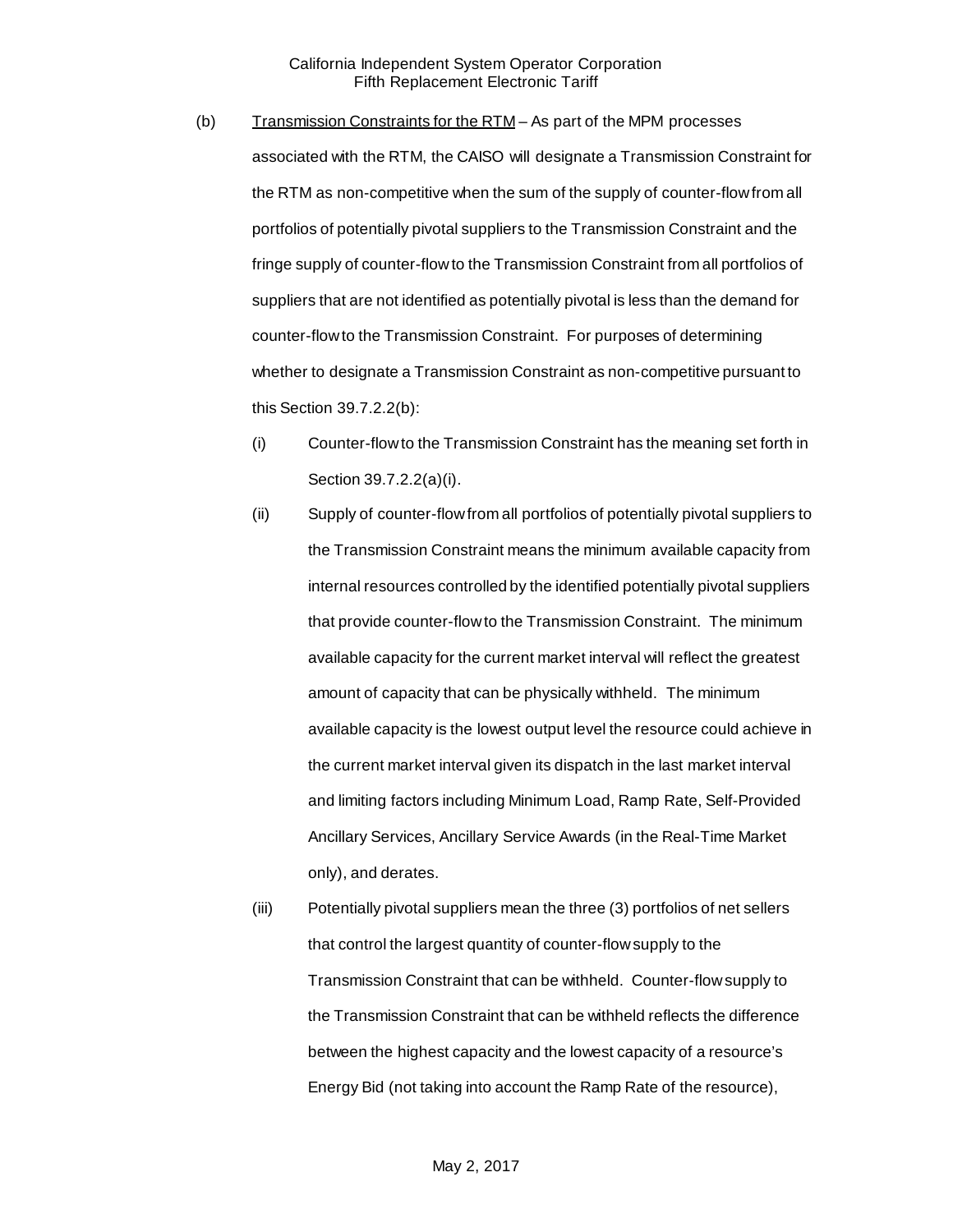(b) <u>Transmission Constraints for the RTM</u> – As part of the MPM processes associated with the RTM, the CAISO will designate a Transmission Constraint for the RTM as non-competitive when the sum of the supply of counter-flow from all portfolios of potentially pivotal suppliers to the Transmission Constraint and the fringe supply of counter-flow to the Transmission Constraint from all portfolios of suppliers that are not identified as potentially pivotal is less than the demand for counter-flow to the Transmission Constraint. For purposes of determining whether to designate a Transmission Constraint as non-competitive pursuant to this Section 39.7.2.2(b):

(i) Counter-flow to the Transmission Constraint has the meaning set forth in Section 39.7.2.2(a)(i).

(ii) Supply of counter-flow from all portfolios of potentially pivotal suppliers to the Transmission Constraint means the minimum available capacity from internal resources controlled by the identified potentially pivotal suppliers that provide counter-flow to the Transmission Constraint. The minimum available capacity for the current market interval will reflect the greatest amount of capacity that can be physically withheld. The minimum available capacity is the lowest output level the resource could achieve in the current market interval given its dispatch in the last market interval and limiting factors including Minimum Load, Ramp Rate, Self-Provided Ancillary Services, Ancillary Service Awards (in the Real-Time Market only), and derates.

(iii) Potentially pivotal suppliers mean the three (3) portfolios of net sellers that control the largest quantity of counter-flow supply to the Transmission Constraint that can be withheld. Counter-flow supply to the Transmission Constraint that can be withheld reflects the difference between the highest capacity and the lowest capacity of a resource's Energy Bid (not taking into account the Ramp Rate of the resource),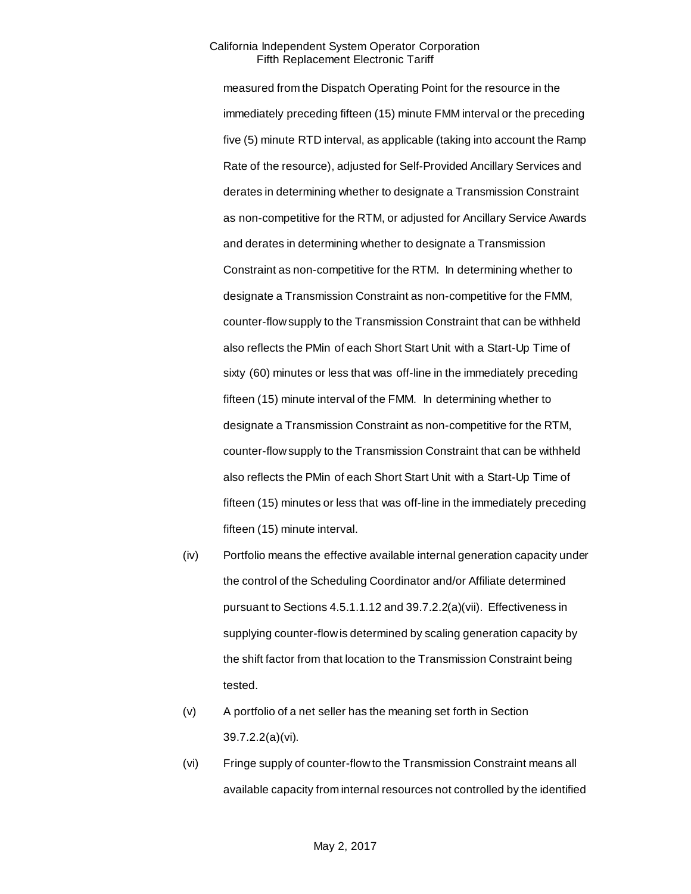measured from the Dispatch Operating Point for the resource in the immediately preceding fifteen (15) minute FMM interval or the preceding five (5) minute RTD interval, as applicable (taking into account the Ramp Rate of the resource), adjusted for Self-Provided Ancillary Services and derates in determining whether to designate a Transmission Constraint as non-competitive for the RTM, or adjusted for Ancillary Service Awards and derates in determining whether to designate a Transmission Constraint as non-competitive for the RTM. In determining whether to designate a Transmission Constraint as non-competitive for the FMM, counter-flow supply to the Transmission Constraint that can be withheld also reflects the PMin of each Short Start Unit with a Start-Up Time of sixty (60) minutes or less that was off-line in the immediately preceding fifteen (15) minute interval of the FMM. In determining whether to designate a Transmission Constraint as non-competitive for the RTM, counter-flow supply to the Transmission Constraint that can be withheld also reflects the PMin of each Short Start Unit with a Start-Up Time of fifteen (15) minutes or less that was off-line in the immediately preceding fifteen (15) minute interval.

(iv) Portfolio means the effective available internal generation capacity under the control of the Scheduling Coordinator and/or Affiliate determined pursuant to Sections 4.5.1.1.12 and 39.7.2.2(a)(vii). Effectiveness in supplying counter-flow is determined by scaling generation capacity by the shift factor from that location to the Transmission Constraint being tested.

(v) A portfolio of a net seller has the meaning set forth in Section 39.7.2.2(a)(vi).

(vi) Fringe supply of counter-flow to the Transmission Constraint means all available capacity from internal resources not controlled by the identified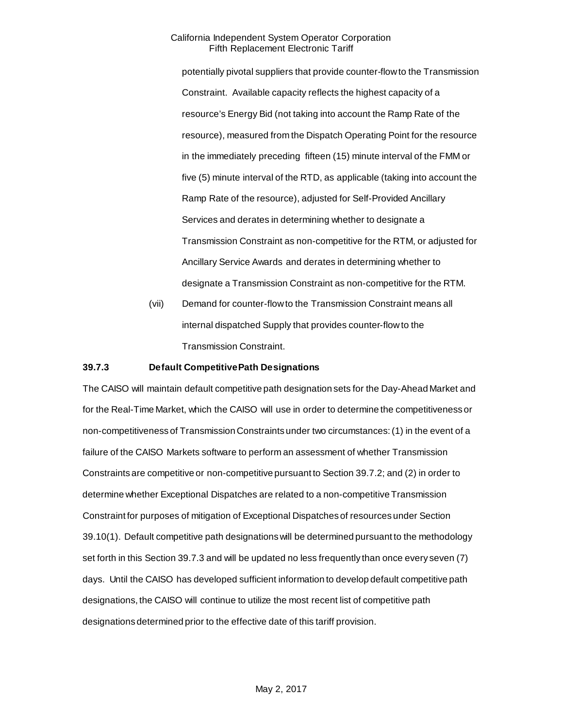potentially pivotal suppliers that provide counter-flow to the Transmission Constraint. Available capacity reflects the highest capacity of a resource's Energy Bid (not taking into account the Ramp Rate of the resource), measured from the Dispatch Operating Point for the resource in the immediately preceding fifteen (15) minute interval of the FMM or five (5) minute interval of the RTD, as applicable (taking into account the Ramp Rate of the resource), adjusted for Self-Provided Ancillary Services and derates in determining whether to designate a Transmission Constraint as non-competitive for the RTM, or adjusted for Ancillary Service Awards and derates in determining whether to designate a Transmission Constraint as non-competitive for the RTM.

(vii) Demand for counter-flow to the Transmission Constraint means all internal dispatched Supply that provides counter-flow to the Transmission Constraint.

### 39.7.3 Default Competitive Path Designations

The CAISO will maintain default competitive path designation sets for the Day-Ahead Market and for the Real-Time Market, which the CAISO will use in order to determine the competitiveness or non-competitiveness of Transmission Constraints under two circumstances: (1) in the event of a failure of the CAISO Markets software to perform an assessment of whether Transmission Constraints are competitive or non-competitive pursuant to Section 39.7.2; and (2) in order to determine whether Exceptional Dispatches are related to a non-competitive Transmission Constraint for purposes of mitigation of Exceptional Dispatches of resources under Section 39.10(1). Default competitive path designations will be determined pursuant to the methodology set forth in this Section 39.7.3 and will be updated no less frequently than once every seven (7) days. Until the CAISO has developed sufficient information to develop default competitive path designations, the CAISO will continue to utilize the most recent list of competitive path designations determined prior to the effective date of this tariff provision.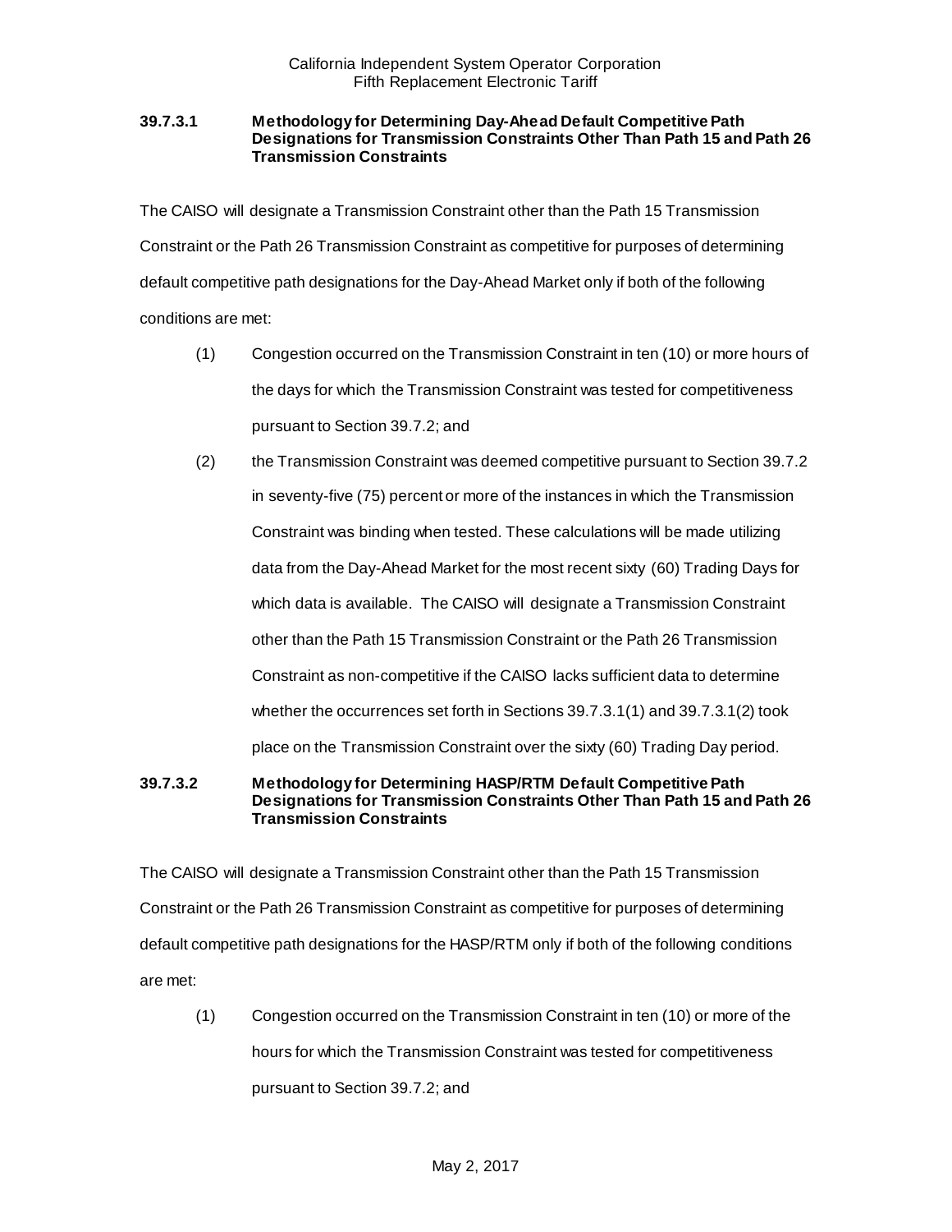#### 39.7.3.1 Methodology for Determining Day-Ahead Default Competitive Path Designations for Transmission Constraints Other Than Path 15 and Path 26 Transmission Constraints

The CAISO will designate a Transmission Constraint other than the Path 15 Transmission Constraint or the Path 26 Transmission Constraint as competitive for purposes of determining default competitive path designations for the Day-Ahead Market only if both of the following conditions are met:

(1) Congestion occurred on the Transmission Constraint in ten (10) or more hours of the days for which the Transmission Constraint was tested for competitiveness pursuant to Section 39.7.2; and

(2) the Transmission Constraint was deemed competitive pursuant to Section 39.7.2 in seventy-five (75) percent or more of the instances in which the Transmission Constraint was binding when tested. These calculations will be made utilizing data from the Day-Ahead Market for the most recent sixty (60) Trading Days for which data is available. The CAISO will designate a Transmission Constraint other than the Path 15 Transmission Constraint or the Path 26 Transmission Constraint as non-competitive if the CAISO lacks sufficient data to determine whether the occurrences set forth in Sections 39.7.3.1(1) and 39.7.3.1(2) took place on the Transmission Constraint over the sixty (60) Trading Day period.

#### 39.7.3.2 Methodology for Determining HASP/RTM Default Competitive Path Designations for Transmission Constraints Other Than Path 15 and Path 26 Transmission Constraints

The CAISO will designate a Transmission Constraint other than the Path 15 Transmission Constraint or the Path 26 Transmission Constraint as competitive for purposes of determining default competitive path designations for the HASP/RTM only if both of the following conditions are met:

(1) Congestion occurred on the Transmission Constraint in ten (10) or more of the hours for which the Transmission Constraint was tested for competitiveness pursuant to Section 39.7.2; and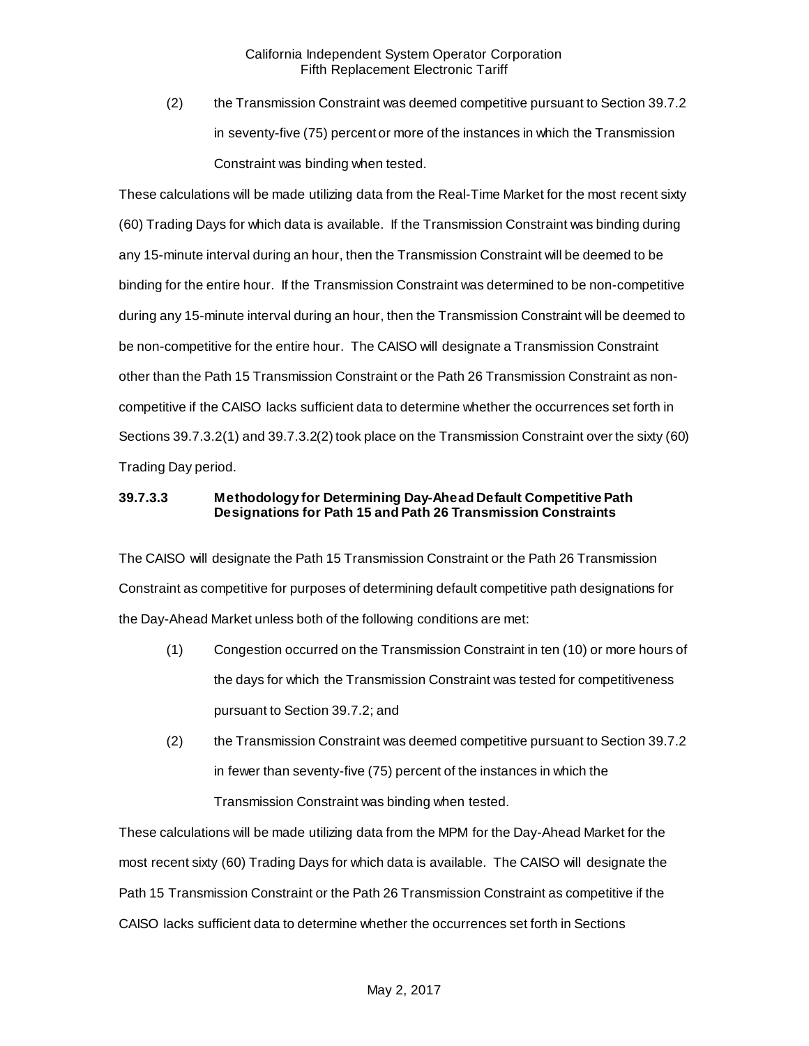(2) the Transmission Constraint was deemed competitive pursuant to Section 39.7.2 in seventy-five (75) percent or more of the instances in which the Transmission Constraint was binding when tested.

These calculations will be made utilizing data from the Real-Time Market for the most recent sixty (60) Trading Days for which data is available. If the Transmission Constraint was binding during any 15-minute interval during an hour, then the Transmission Constraint will be deemed to be binding for the entire hour. If the Transmission Constraint was determined to be non-competitive during any 15-minute interval during an hour, then the Transmission Constraint will be deemed to be non-competitive for the entire hour. The CAISO will designate a Transmission Constraint other than the Path 15 Transmission Constraint or the Path 26 Transmission Constraint as non-competitive if the CAISO lacks sufficient data to determine whether the occurrences set forth in Sections 39.7.3.2(1) and 39.7.3.2(2) took place on the Transmission Constraint over the sixty (60) Trading Day period.

### 39.7.3.3 Methodology for Determining Day-Ahead Default Competitive Path Designations for Path 15 and Path 26 Transmission Constraints

The CAISO will designate the Path 15 Transmission Constraint or the Path 26 Transmission Constraint as competitive for purposes of determining default competitive path designations for the Day-Ahead Market unless both of the following conditions are met:

(1) Congestion occurred on the Transmission Constraint in ten (10) or more hours of the days for which the Transmission Constraint was tested for competitiveness pursuant to Section 39.7.2; and

(2) the Transmission Constraint was deemed competitive pursuant to Section 39.7.2 in fewer than seventy-five (75) percent of the instances in which the Transmission Constraint was binding when tested.

These calculations will be made utilizing data from the MPM for the Day-Ahead Market for the most recent sixty (60) Trading Days for which data is available. The CAISO will designate the Path 15 Transmission Constraint or the Path 26 Transmission Constraint as competitive if the CAISO lacks sufficient data to determine whether the occurrences set forth in Sections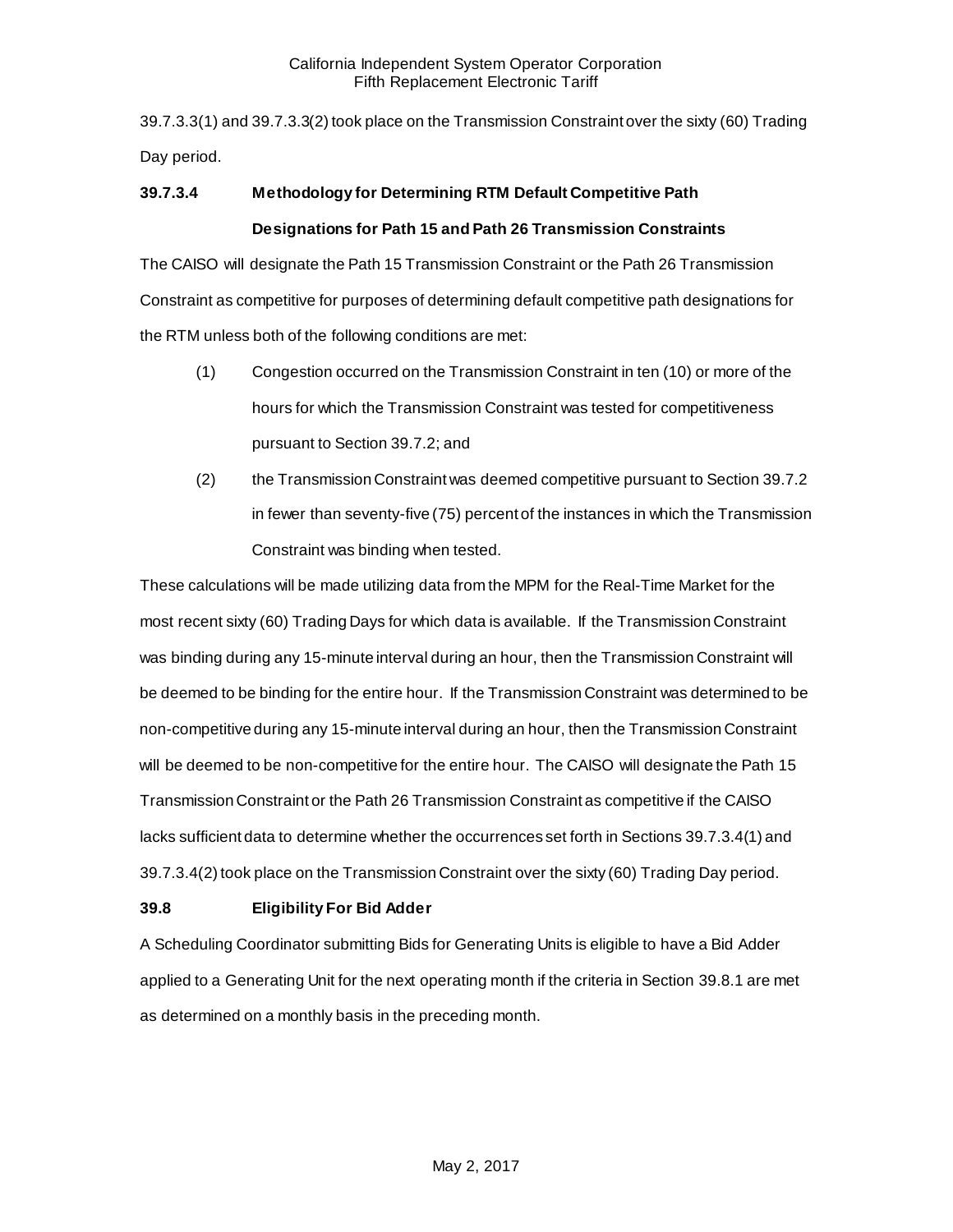39.7.3.3(1) and 39.7.3.3(2) took place on the Transmission Constraint over the sixty (60) Trading Day period.

### 39.7.3.4 Methodology for Determining RTM Default Competitive Path Designations for Path 15 and Path 26 Transmission Constraints

The CAISO will designate the Path 15 Transmission Constraint or the Path 26 Transmission Constraint as competitive for purposes of determining default competitive path designations for the RTM unless both of the following conditions are met:

(1) Congestion occurred on the Transmission Constraint in ten (10) or more of the hours for which the Transmission Constraint was tested for competitiveness pursuant to Section 39.7.2; and

(2) the Transmission Constraint was deemed competitive pursuant to Section 39.7.2 in fewer than seventy-five (75) percent of the instances in which the Transmission Constraint was binding when tested.

These calculations will be made utilizing data from the MPM for the Real-Time Market for the most recent sixty (60) Trading Days for which data is available. If the Transmission Constraint was binding during any 15-minute interval during an hour, then the Transmission Constraint will be deemed to be binding for the entire hour. If the Transmission Constraint was determined to be non-competitive during any 15-minute interval during an hour, then the Transmission Constraint will be deemed to be non-competitive for the entire hour. The CAISO will designate the Path 15 Transmission Constraint or the Path 26 Transmission Constraint as competitive if the CAISO lacks sufficient data to determine whether the occurrences set forth in Sections 39.7.3.4(1) and 39.7.3.4(2) took place on the Transmission Constraint over the sixty (60) Trading Day period.

## 39.8 Eligibility For Bid Adder

A Scheduling Coordinator submitting Bids for Generating Units is eligible to have a Bid Adder applied to a Generating Unit for the next operating month if the criteria in Section 39.8.1 are met as determined on a monthly basis in the preceding month.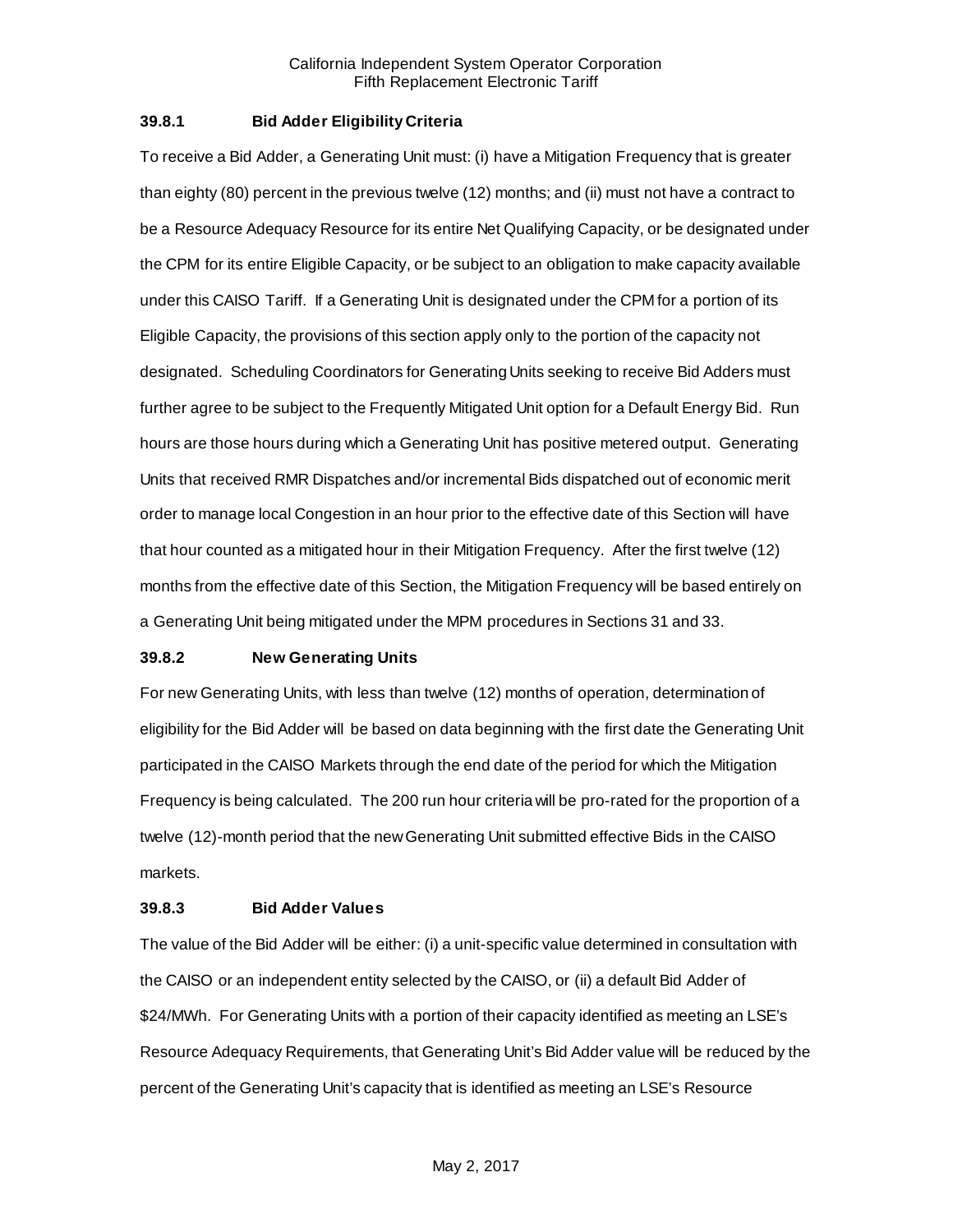### 39.8.1 Bid Adder Eligibility Criteria

To receive a Bid Adder, a Generating Unit must: (i) have a Mitigation Frequency that is greater than eighty (80) percent in the previous twelve (12) months; and (ii) must not have a contract to be a Resource Adequacy Resource for its entire Net Qualifying Capacity, or be designated under the CPM for its entire Eligible Capacity, or be subject to an obligation to make capacity available under this CAISO Tariff. If a Generating Unit is designated under the CPM for a portion of its Eligible Capacity, the provisions of this section apply only to the portion of the capacity not designated. Scheduling Coordinators for Generating Units seeking to receive Bid Adders must further agree to be subject to the Frequently Mitigated Unit option for a Default Energy Bid. Run hours are those hours during which a Generating Unit has positive metered output. Generating Units that received RMR Dispatches and/or incremental Bids dispatched out of economic merit order to manage local Congestion in an hour prior to the effective date of this Section will have that hour counted as a mitigated hour in their Mitigation Frequency. After the first twelve (12) months from the effective date of this Section, the Mitigation Frequency will be based entirely on a Generating Unit being mitigated under the MPM procedures in Sections 31 and 33.

### 39.8.2 New Generating Units

For new Generating Units, with less than twelve (12) months of operation, determination of eligibility for the Bid Adder will be based on data beginning with the first date the Generating Unit participated in the CAISO Markets through the end date of the period for which the Mitigation Frequency is being calculated. The 200 run hour criteria will be pro-rated for the proportion of a twelve (12)-month period that the new Generating Unit submitted effective Bids in the CAISO markets.

### 39.8.3 Bid Adder Values

The value of the Bid Adder will be either: (i) a unit-specific value determined in consultation with the CAISO or an independent entity selected by the CAISO, or (ii) a default Bid Adder of $24/MWh. For Generating Units with a portion of their capacity identified as meeting an LSE's Resource Adequacy Requirements, that Generating Unit's Bid Adder value will be reduced by the percent of the Generating Unit's capacity that is identified as meeting an LSE's Resource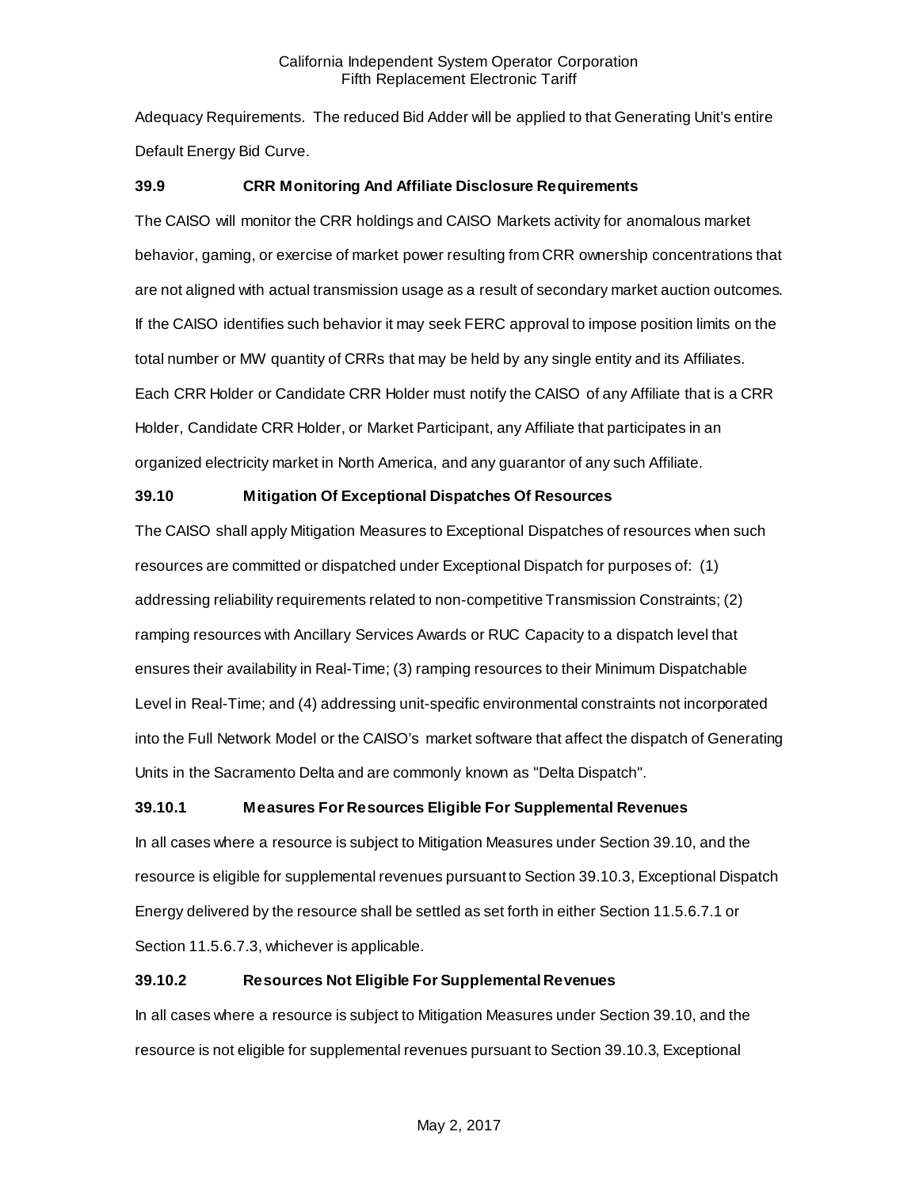Adequacy Requirements. The reduced Bid Adder will be applied to that Generating Unit's entire Default Energy Bid Curve.

### 39.9 CRR Monitoring And Affiliate Disclosure Requirements

The CAISO will monitor the CRR holdings and CAISO Markets activity for anomalous market behavior, gaming, or exercise of market power resulting from CRR ownership concentrations that are not aligned with actual transmission usage as a result of secondary market auction outcomes. If the CAISO identifies such behavior it may seek FERC approval to impose position limits on the total number or MW quantity of CRRs that may be held by any single entity and its Affiliates. Each CRR Holder or Candidate CRR Holder must notify the CAISO of any Affiliate that is a CRR Holder, Candidate CRR Holder, or Market Participant, any Affiliate that participates in an organized electricity market in North America, and any guarantor of any such Affiliate.

### 39.10 Mitigation Of Exceptional Dispatches Of Resources

The CAISO shall apply Mitigation Measures to Exceptional Dispatches of resources when such resources are committed or dispatched under Exceptional Dispatch for purposes of: (1) addressing reliability requirements related to non-competitive Transmission Constraints; (2) ramping resources with Ancillary Services Awards or RUC Capacity to a dispatch level that ensures their availability in Real-Time; (3) ramping resources to their Minimum Dispatchable Level in Real-Time; and (4) addressing unit-specific environmental constraints not incorporated into the Full Network Model or the CAISO's market software that affect the dispatch of Generating Units in the Sacramento Delta and are commonly known as "Delta Dispatch".

#### 39.10.1 Measures For Resources Eligible For Supplemental Revenues

In all cases where a resource is subject to Mitigation Measures under Section 39.10, and the resource is eligible for supplemental revenues pursuant to Section 39.10.3, Exceptional Dispatch Energy delivered by the resource shall be settled as set forth in either Section 11.5.6.7.1 or Section 11.5.6.7.3, whichever is applicable.

#### 39.10.2 Resources Not Eligible For Supplemental Revenues

In all cases where a resource is subject to Mitigation Measures under Section 39.10, and the resource is not eligible for supplemental revenues pursuant to Section 39.10.3, Exceptional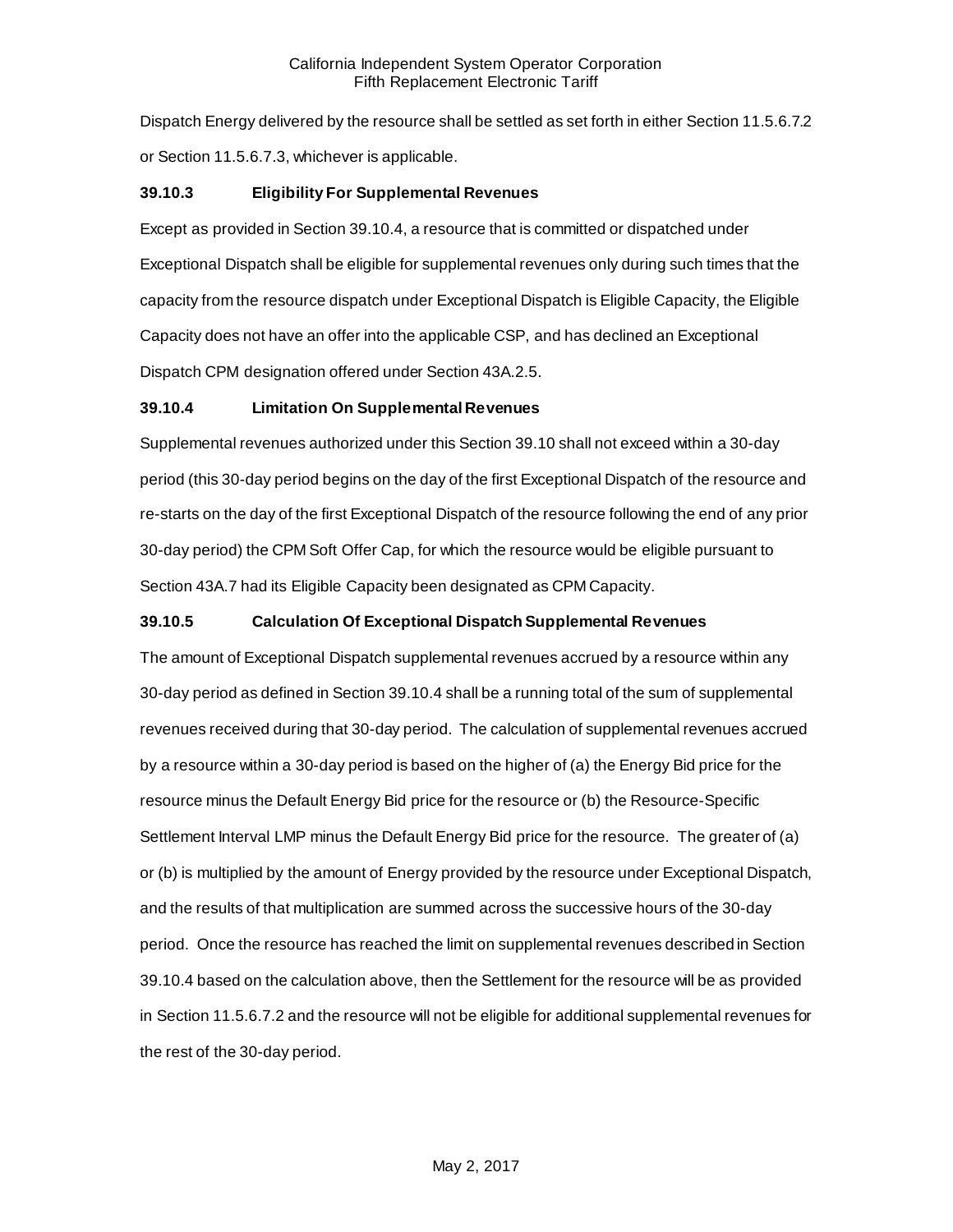Dispatch Energy delivered by the resource shall be settled as set forth in either Section 11.5.6.7.2 or Section 11.5.6.7.3, whichever is applicable.

### 39.10.3 Eligibility For Supplemental Revenues

Except as provided in Section 39.10.4, a resource that is committed or dispatched under Exceptional Dispatch shall be eligible for supplemental revenues only during such times that the capacity from the resource dispatch under Exceptional Dispatch is Eligible Capacity, the Eligible Capacity does not have an offer into the applicable CSP, and has declined an Exceptional Dispatch CPM designation offered under Section 43A.2.5.

### 39.10.4 Limitation On Supplemental Revenues

Supplemental revenues authorized under this Section 39.10 shall not exceed within a 30-day period (this 30-day period begins on the day of the first Exceptional Dispatch of the resource and re-starts on the day of the first Exceptional Dispatch of the resource following the end of any prior 30-day period) the CPM Soft Offer Cap, for which the resource would be eligible pursuant to Section 43A.7 had its Eligible Capacity been designated as CPM Capacity.

### 39.10.5 Calculation Of Exceptional Dispatch Supplemental Revenues

The amount of Exceptional Dispatch supplemental revenues accrued by a resource within any 30-day period as defined in Section 39.10.4 shall be a running total of the sum of supplemental revenues received during that 30-day period. The calculation of supplemental revenues accrued by a resource within a 30-day period is based on the higher of (a) the Energy Bid price for the resource minus the Default Energy Bid price for the resource or (b) the Resource-Specific Settlement Interval LMP minus the Default Energy Bid price for the resource. The greater of (a) or (b) is multiplied by the amount of Energy provided by the resource under Exceptional Dispatch, and the results of that multiplication are summed across the successive hours of the 30-day period. Once the resource has reached the limit on supplemental revenues described in Section 39.10.4 based on the calculation above, then the Settlement for the resource will be as provided in Section 11.5.6.7.2 and the resource will not be eligible for additional supplemental revenues for the rest of the 30-day period.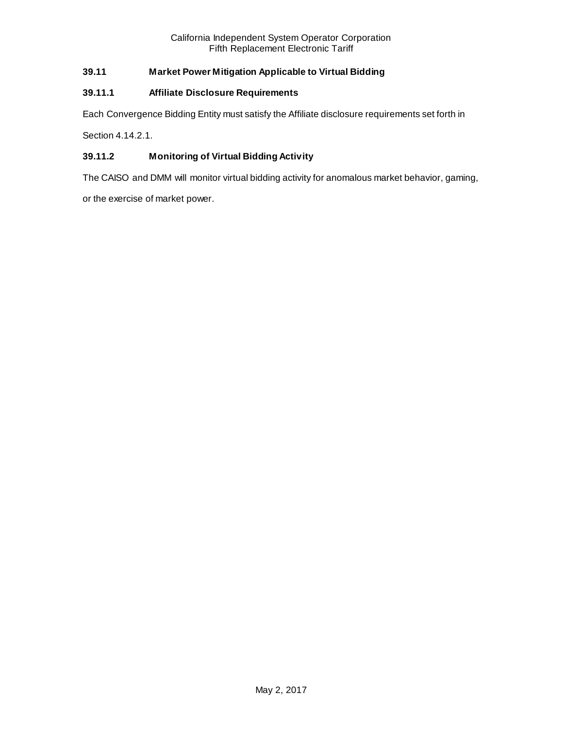## 39.11 Market Power Mitigation Applicable to Virtual Bidding

### 39.11.1 Affiliate Disclosure Requirements

Each Convergence Bidding Entity must satisfy the Affiliate disclosure requirements set forth in Section 4.14.2.1.

### 39.11.2 Monitoring of Virtual Bidding Activity

The CAISO and DMM will monitor virtual bidding activity for anomalous market behavior, gaming, or the exercise of market power.